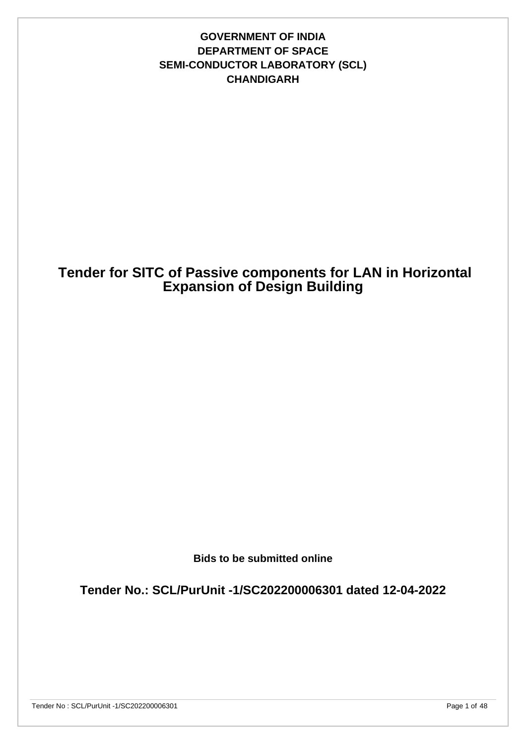**GOVERNMENT OF INDIA**
**DEPARTMENT OF SPACE**
**SEMI-CONDUCTOR LABORATORY (SCL)**
**CHANDIGARH**

# Tender for SITC of Passive components for LAN in Horizontal Expansion of Design Building

**Bids to be submitted online**

## Tender No.: SCL/PurUnit -1/SC202200006301 dated 12-04-2022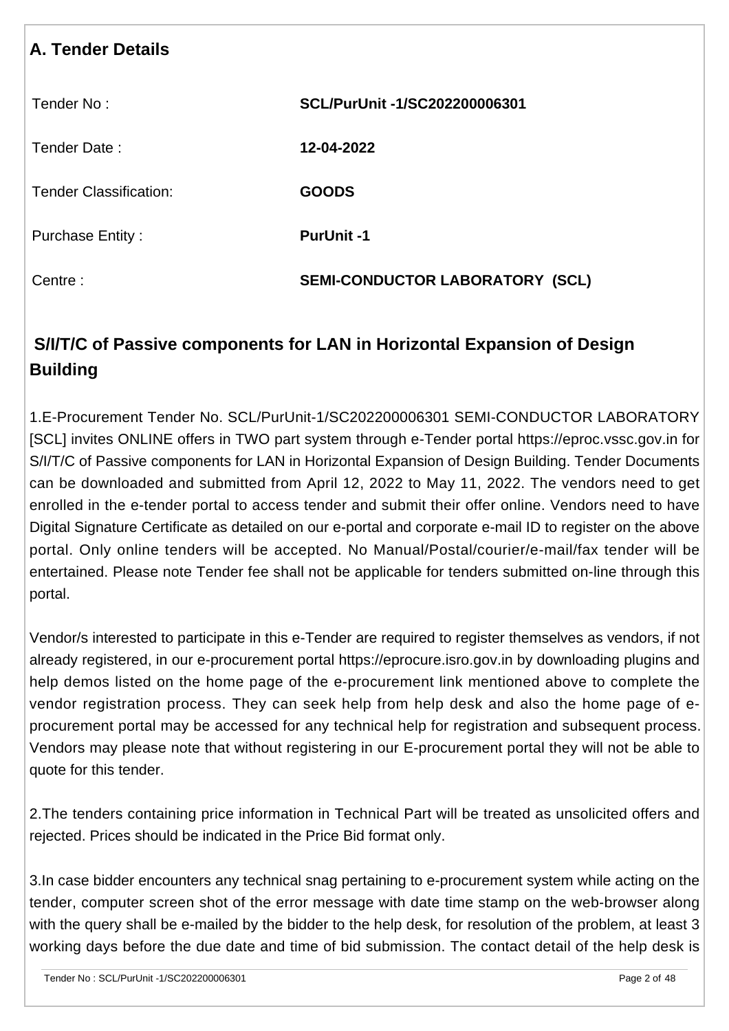## A. Tender Details

| | |
|---|---|
| Tender No : | **SCL/PurUnit -1/SC202200006301** |
| Tender Date : | **12-04-2022** |
| Tender Classification: | **GOODS** |
| Purchase Entity : | **PurUnit -1** |
| Centre : | **SEMI-CONDUCTOR LABORATORY (SCL)** |

## S/I/T/C of Passive components for LAN in Horizontal Expansion of Design Building

1.E-Procurement Tender No. SCL/PurUnit-1/SC202200006301 SEMI-CONDUCTOR LABORATORY [SCL] invites ONLINE offers in TWO part system through e-Tender portal https://eproc.vssc.gov.in for S/I/T/C of Passive components for LAN in Horizontal Expansion of Design Building. Tender Documents can be downloaded and submitted from April 12, 2022 to May 11, 2022. The vendors need to get enrolled in the e-tender portal to access tender and submit their offer online. Vendors need to have Digital Signature Certificate as detailed on our e-portal and corporate e-mail ID to register on the above portal. Only online tenders will be accepted. No Manual/Postal/courier/e-mail/fax tender will be entertained. Please note Tender fee shall not be applicable for tenders submitted on-line through this portal.

Vendor/s interested to participate in this e-Tender are required to register themselves as vendors, if not already registered, in our e-procurement portal https://eprocure.isro.gov.in by downloading plugins and help demos listed on the home page of the e-procurement link mentioned above to complete the vendor registration process. They can seek help from help desk and also the home page of e-procurement portal may be accessed for any technical help for registration and subsequent process. Vendors may please note that without registering in our E-procurement portal they will not be able to quote for this tender.

2.The tenders containing price information in Technical Part will be treated as unsolicited offers and rejected. Prices should be indicated in the Price Bid format only.

3.In case bidder encounters any technical snag pertaining to e-procurement system while acting on the tender, computer screen shot of the error message with date time stamp on the web-browser along with the query shall be e-mailed by the bidder to the help desk, for resolution of the problem, at least 3 working days before the due date and time of bid submission. The contact detail of the help desk is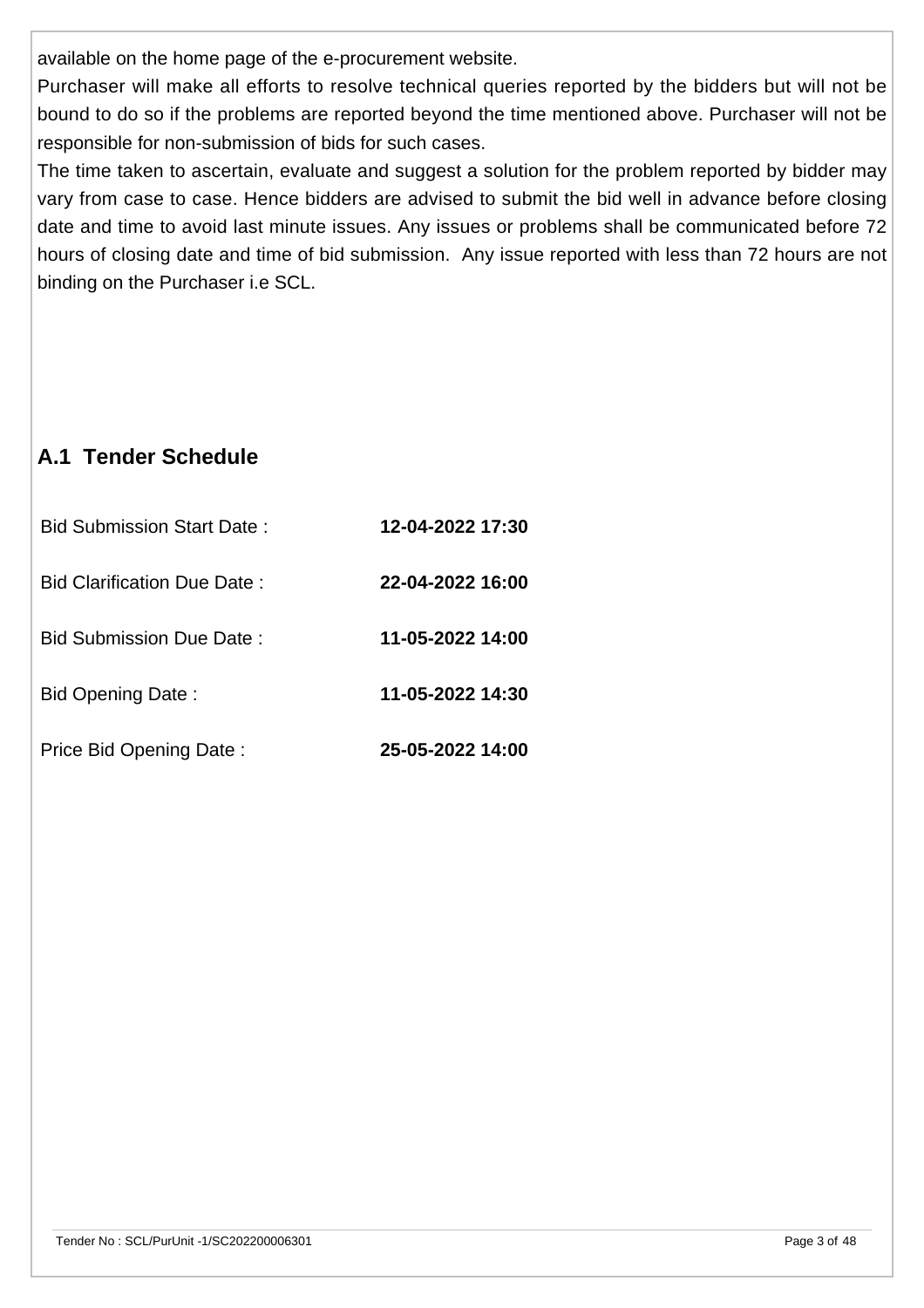available on the home page of the e-procurement website.

Purchaser will make all efforts to resolve technical queries reported by the bidders but will not be bound to do so if the problems are reported beyond the time mentioned above. Purchaser will not be responsible for non-submission of bids for such cases.

The time taken to ascertain, evaluate and suggest a solution for the problem reported by bidder may vary from case to case. Hence bidders are advised to submit the bid well in advance before closing date and time to avoid last minute issues. Any issues or problems shall be communicated before 72 hours of closing date and time of bid submission. Any issue reported with less than 72 hours are not binding on the Purchaser i.e SCL.

## A.1 Tender Schedule

| | |
|---|---|
| Bid Submission Start Date : | **12-04-2022 17:30** |
| Bid Clarification Due Date : | **22-04-2022 16:00** |
| Bid Submission Due Date : | **11-05-2022 14:00** |
| Bid Opening Date : | **11-05-2022 14:30** |
| Price Bid Opening Date : | **25-05-2022 14:00** |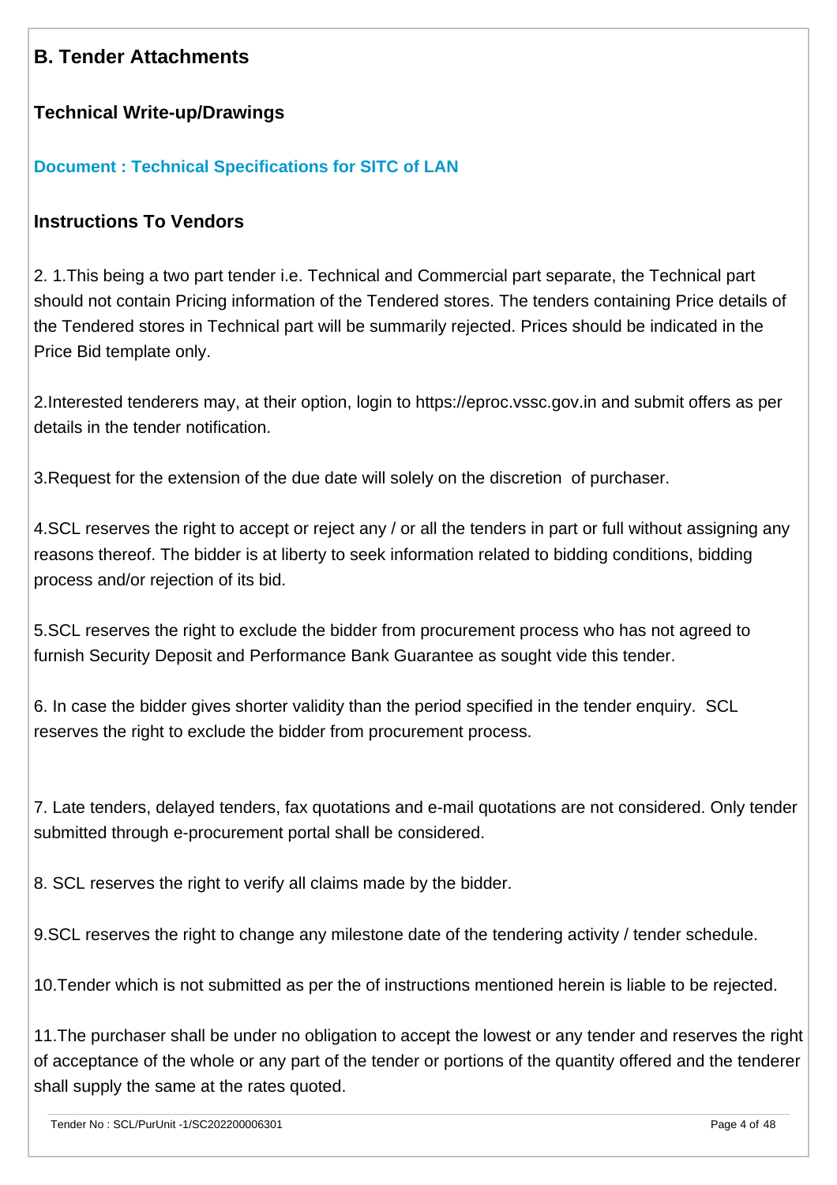## B. Tender Attachments

### Technical Write-up/Drawings

**Document : Technical Specifications for SITC of LAN**

### Instructions To Vendors

2. 1.This being a two part tender i.e. Technical and Commercial part separate, the Technical part should not contain Pricing information of the Tendered stores. The tenders containing Price details of the Tendered stores in Technical part will be summarily rejected. Prices should be indicated in the Price Bid template only.

2.Interested tenderers may, at their option, login to https://eproc.vssc.gov.in and submit offers as per details in the tender notification.

3.Request for the extension of the due date will solely on the discretion of purchaser.

4.SCL reserves the right to accept or reject any / or all the tenders in part or full without assigning any reasons thereof. The bidder is at liberty to seek information related to bidding conditions, bidding process and/or rejection of its bid.

5.SCL reserves the right to exclude the bidder from procurement process who has not agreed to furnish Security Deposit and Performance Bank Guarantee as sought vide this tender.

6. In case the bidder gives shorter validity than the period specified in the tender enquiry. SCL reserves the right to exclude the bidder from procurement process.

7. Late tenders, delayed tenders, fax quotations and e-mail quotations are not considered. Only tender submitted through e-procurement portal shall be considered.

8. SCL reserves the right to verify all claims made by the bidder.

9.SCL reserves the right to change any milestone date of the tendering activity / tender schedule.

10.Tender which is not submitted as per the of instructions mentioned herein is liable to be rejected.

11.The purchaser shall be under no obligation to accept the lowest or any tender and reserves the right of acceptance of the whole or any part of the tender or portions of the quantity offered and the tenderer shall supply the same at the rates quoted.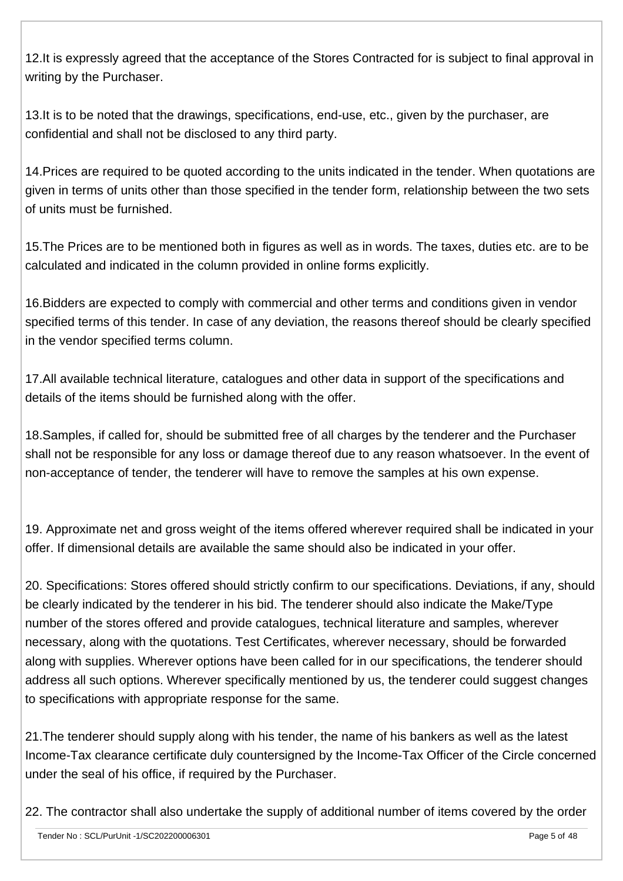12.It is expressly agreed that the acceptance of the Stores Contracted for is subject to final approval in writing by the Purchaser.

13.It is to be noted that the drawings, specifications, end-use, etc., given by the purchaser, are confidential and shall not be disclosed to any third party.

14.Prices are required to be quoted according to the units indicated in the tender. When quotations are given in terms of units other than those specified in the tender form, relationship between the two sets of units must be furnished.

15.The Prices are to be mentioned both in figures as well as in words. The taxes, duties etc. are to be calculated and indicated in the column provided in online forms explicitly.

16.Bidders are expected to comply with commercial and other terms and conditions given in vendor specified terms of this tender. In case of any deviation, the reasons thereof should be clearly specified in the vendor specified terms column.

17.All available technical literature, catalogues and other data in support of the specifications and details of the items should be furnished along with the offer.

18.Samples, if called for, should be submitted free of all charges by the tenderer and the Purchaser shall not be responsible for any loss or damage thereof due to any reason whatsoever. In the event of non-acceptance of tender, the tenderer will have to remove the samples at his own expense.

19. Approximate net and gross weight of the items offered wherever required shall be indicated in your offer. If dimensional details are available the same should also be indicated in your offer.

20. Specifications: Stores offered should strictly confirm to our specifications. Deviations, if any, should be clearly indicated by the tenderer in his bid. The tenderer should also indicate the Make/Type number of the stores offered and provide catalogues, technical literature and samples, wherever necessary, along with the quotations. Test Certificates, wherever necessary, should be forwarded along with supplies. Wherever options have been called for in our specifications, the tenderer should address all such options. Wherever specifically mentioned by us, the tenderer could suggest changes to specifications with appropriate response for the same.

21.The tenderer should supply along with his tender, the name of his bankers as well as the latest Income-Tax clearance certificate duly countersigned by the Income-Tax Officer of the Circle concerned under the seal of his office, if required by the Purchaser.

22. The contractor shall also undertake the supply of additional number of items covered by the order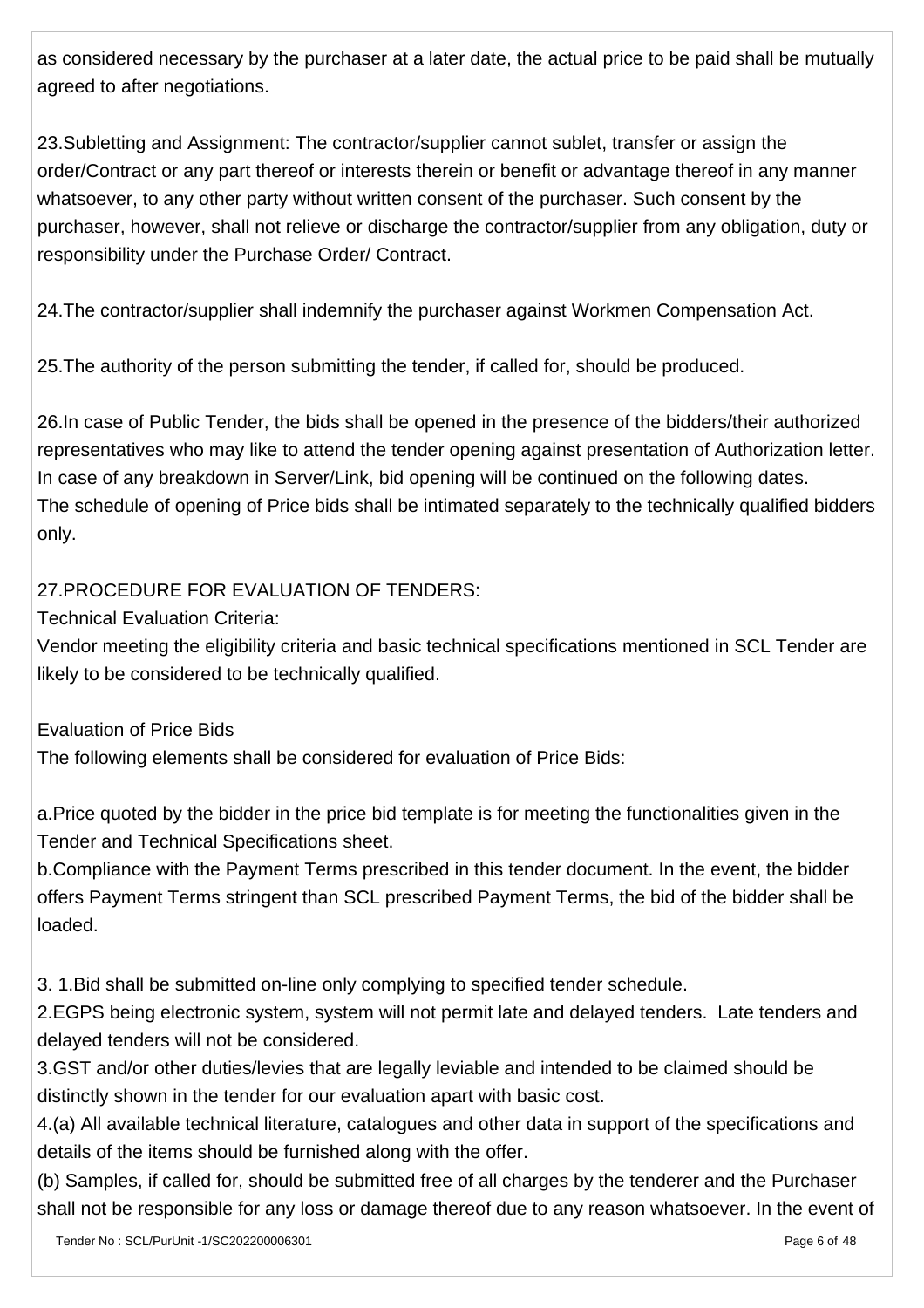as considered necessary by the purchaser at a later date, the actual price to be paid shall be mutually agreed to after negotiations.

23.Subletting and Assignment: The contractor/supplier cannot sublet, transfer or assign the order/Contract or any part thereof or interests therein or benefit or advantage thereof in any manner whatsoever, to any other party without written consent of the purchaser. Such consent by the purchaser, however, shall not relieve or discharge the contractor/supplier from any obligation, duty or responsibility under the Purchase Order/ Contract.

24.The contractor/supplier shall indemnify the purchaser against Workmen Compensation Act.

25.The authority of the person submitting the tender, if called for, should be produced.

26.In case of Public Tender, the bids shall be opened in the presence of the bidders/their authorized representatives who may like to attend the tender opening against presentation of Authorization letter. In case of any breakdown in Server/Link, bid opening will be continued on the following dates.
The schedule of opening of Price bids shall be intimated separately to the technically qualified bidders only.

27.PROCEDURE FOR EVALUATION OF TENDERS:

Technical Evaluation Criteria:

Vendor meeting the eligibility criteria and basic technical specifications mentioned in SCL Tender are likely to be considered to be technically qualified.

Evaluation of Price Bids

The following elements shall be considered for evaluation of Price Bids:

a.Price quoted by the bidder in the price bid template is for meeting the functionalities given in the Tender and Technical Specifications sheet.

b.Compliance with the Payment Terms prescribed in this tender document. In the event, the bidder offers Payment Terms stringent than SCL prescribed Payment Terms, the bid of the bidder shall be loaded.

3. 1.Bid shall be submitted on-line only complying to specified tender schedule.

2.EGPS being electronic system, system will not permit late and delayed tenders. Late tenders and delayed tenders will not be considered.

3.GST and/or other duties/levies that are legally leviable and intended to be claimed should be distinctly shown in the tender for our evaluation apart with basic cost.

4.(a) All available technical literature, catalogues and other data in support of the specifications and details of the items should be furnished along with the offer.

(b) Samples, if called for, should be submitted free of all charges by the tenderer and the Purchaser shall not be responsible for any loss or damage thereof due to any reason whatsoever. In the event of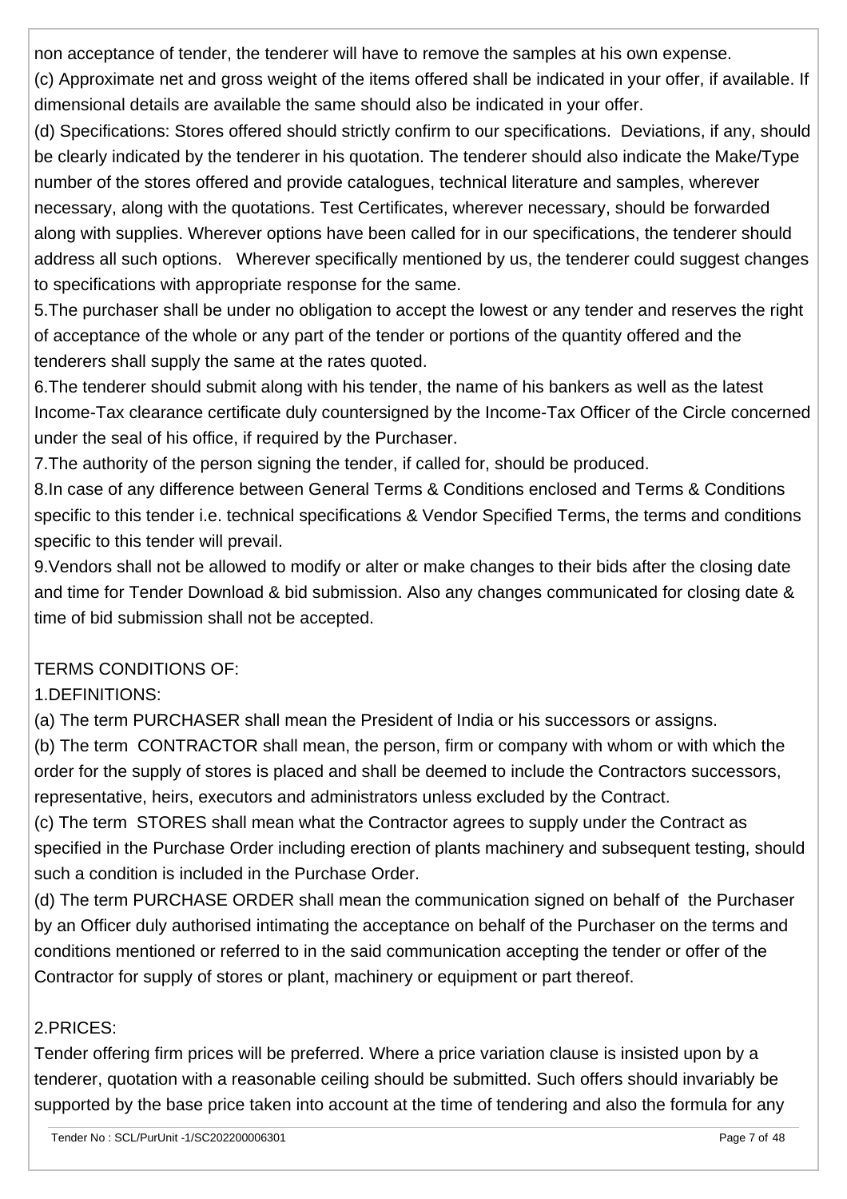non acceptance of tender, the tenderer will have to remove the samples at his own expense.

(c) Approximate net and gross weight of the items offered shall be indicated in your offer, if available. If dimensional details are available the same should also be indicated in your offer.

(d) Specifications: Stores offered should strictly confirm to our specifications. Deviations, if any, should be clearly indicated by the tenderer in his quotation. The tenderer should also indicate the Make/Type number of the stores offered and provide catalogues, technical literature and samples, wherever necessary, along with the quotations. Test Certificates, wherever necessary, should be forwarded along with supplies. Wherever options have been called for in our specifications, the tenderer should address all such options. Wherever specifically mentioned by us, the tenderer could suggest changes to specifications with appropriate response for the same.

5.The purchaser shall be under no obligation to accept the lowest or any tender and reserves the right of acceptance of the whole or any part of the tender or portions of the quantity offered and the tenderers shall supply the same at the rates quoted.

6.The tenderer should submit along with his tender, the name of his bankers as well as the latest Income-Tax clearance certificate duly countersigned by the Income-Tax Officer of the Circle concerned under the seal of his office, if required by the Purchaser.

7.The authority of the person signing the tender, if called for, should be produced.

8.In case of any difference between General Terms & Conditions enclosed and Terms & Conditions specific to this tender i.e. technical specifications & Vendor Specified Terms, the terms and conditions specific to this tender will prevail.

9.Vendors shall not be allowed to modify or alter or make changes to their bids after the closing date and time for Tender Download & bid submission. Also any changes communicated for closing date & time of bid submission shall not be accepted.

TERMS CONDITIONS OF:

1.DEFINITIONS:

(a) The term PURCHASER shall mean the President of India or his successors or assigns.

(b) The term CONTRACTOR shall mean, the person, firm or company with whom or with which the order for the supply of stores is placed and shall be deemed to include the Contractors successors, representative, heirs, executors and administrators unless excluded by the Contract.

(c) The term STORES shall mean what the Contractor agrees to supply under the Contract as specified in the Purchase Order including erection of plants machinery and subsequent testing, should such a condition is included in the Purchase Order.

(d) The term PURCHASE ORDER shall mean the communication signed on behalf of the Purchaser by an Officer duly authorised intimating the acceptance on behalf of the Purchaser on the terms and conditions mentioned or referred to in the said communication accepting the tender or offer of the Contractor for supply of stores or plant, machinery or equipment or part thereof.

2.PRICES:

Tender offering firm prices will be preferred. Where a price variation clause is insisted upon by a tenderer, quotation with a reasonable ceiling should be submitted. Such offers should invariably be supported by the base price taken into account at the time of tendering and also the formula for any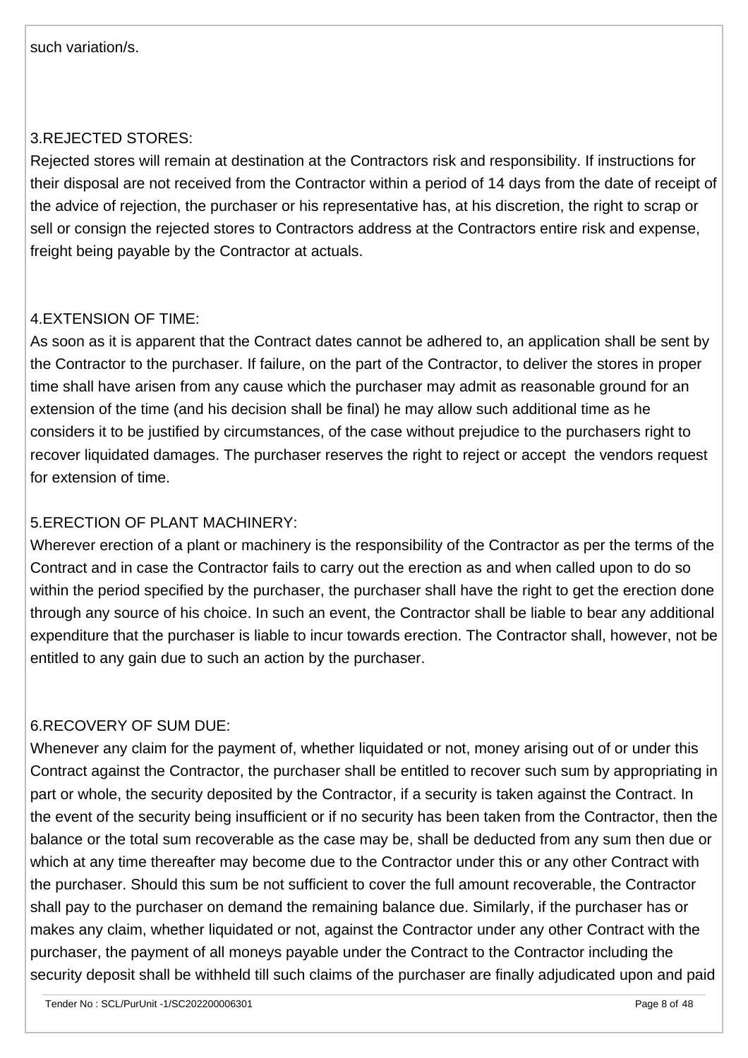such variation/s.

### 3.REJECTED STORES:

Rejected stores will remain at destination at the Contractors risk and responsibility. If instructions for their disposal are not received from the Contractor within a period of 14 days from the date of receipt of the advice of rejection, the purchaser or his representative has, at his discretion, the right to scrap or sell or consign the rejected stores to Contractors address at the Contractors entire risk and expense, freight being payable by the Contractor at actuals.

### 4.EXTENSION OF TIME:

As soon as it is apparent that the Contract dates cannot be adhered to, an application shall be sent by the Contractor to the purchaser. If failure, on the part of the Contractor, to deliver the stores in proper time shall have arisen from any cause which the purchaser may admit as reasonable ground for an extension of the time (and his decision shall be final) he may allow such additional time as he considers it to be justified by circumstances, of the case without prejudice to the purchasers right to recover liquidated damages. The purchaser reserves the right to reject or accept the vendors request for extension of time.

### 5.ERECTION OF PLANT MACHINERY:

Wherever erection of a plant or machinery is the responsibility of the Contractor as per the terms of the Contract and in case the Contractor fails to carry out the erection as and when called upon to do so within the period specified by the purchaser, the purchaser shall have the right to get the erection done through any source of his choice. In such an event, the Contractor shall be liable to bear any additional expenditure that the purchaser is liable to incur towards erection. The Contractor shall, however, not be entitled to any gain due to such an action by the purchaser.

### 6.RECOVERY OF SUM DUE:

Whenever any claim for the payment of, whether liquidated or not, money arising out of or under this Contract against the Contractor, the purchaser shall be entitled to recover such sum by appropriating in part or whole, the security deposited by the Contractor, if a security is taken against the Contract. In the event of the security being insufficient or if no security has been taken from the Contractor, then the balance or the total sum recoverable as the case may be, shall be deducted from any sum then due or which at any time thereafter may become due to the Contractor under this or any other Contract with the purchaser. Should this sum be not sufficient to cover the full amount recoverable, the Contractor shall pay to the purchaser on demand the remaining balance due. Similarly, if the purchaser has or makes any claim, whether liquidated or not, against the Contractor under any other Contract with the purchaser, the payment of all moneys payable under the Contract to the Contractor including the security deposit shall be withheld till such claims of the purchaser are finally adjudicated upon and paid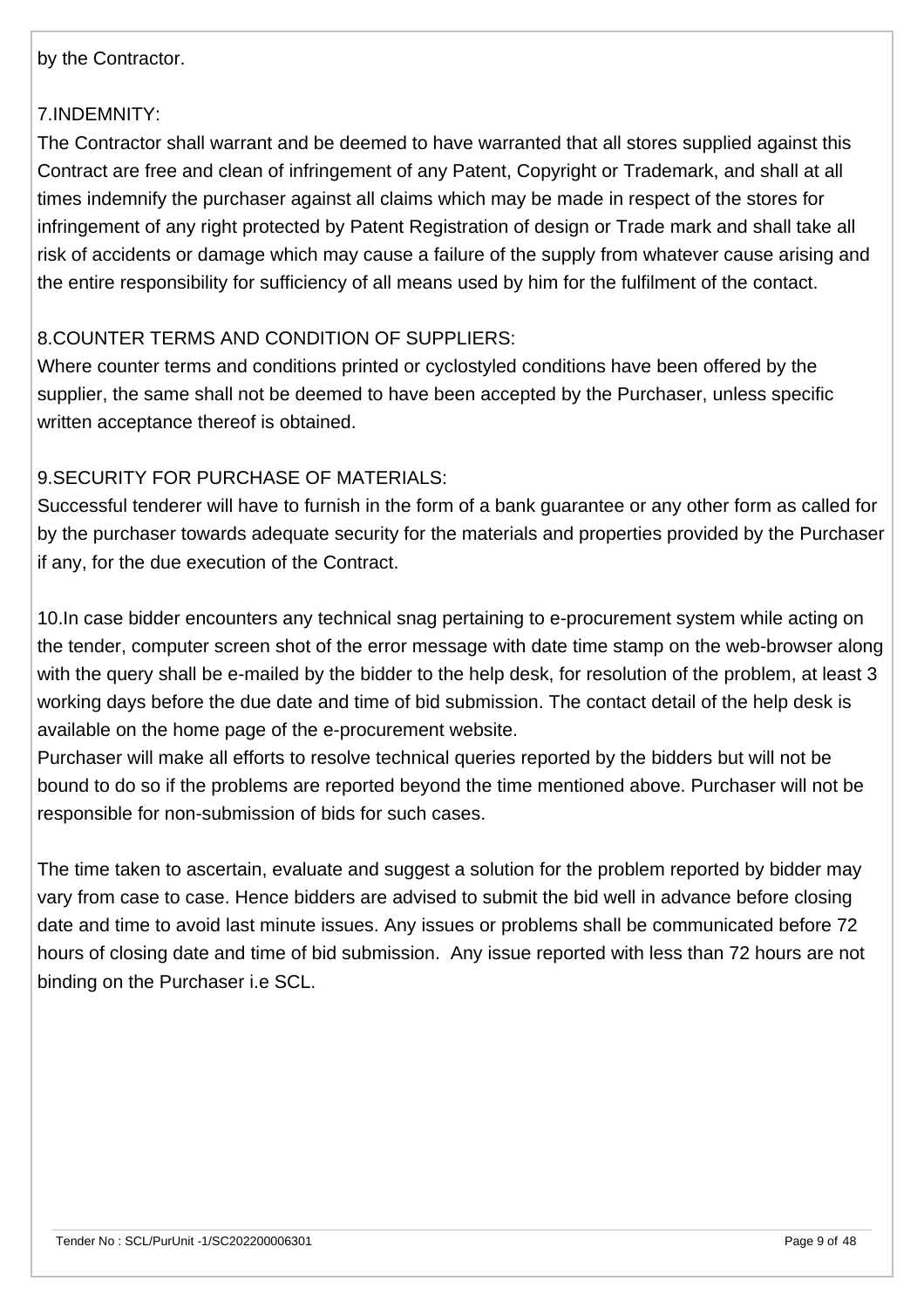by the Contractor.

7.INDEMNITY:

The Contractor shall warrant and be deemed to have warranted that all stores supplied against this Contract are free and clean of infringement of any Patent, Copyright or Trademark, and shall at all times indemnify the purchaser against all claims which may be made in respect of the stores for infringement of any right protected by Patent Registration of design or Trade mark and shall take all risk of accidents or damage which may cause a failure of the supply from whatever cause arising and the entire responsibility for sufficiency of all means used by him for the fulfilment of the contact.

8.COUNTER TERMS AND CONDITION OF SUPPLIERS:

Where counter terms and conditions printed or cyclostyled conditions have been offered by the supplier, the same shall not be deemed to have been accepted by the Purchaser, unless specific written acceptance thereof is obtained.

9.SECURITY FOR PURCHASE OF MATERIALS:

Successful tenderer will have to furnish in the form of a bank guarantee or any other form as called for by the purchaser towards adequate security for the materials and properties provided by the Purchaser if any, for the due execution of the Contract.

10.In case bidder encounters any technical snag pertaining to e-procurement system while acting on the tender, computer screen shot of the error message with date time stamp on the web-browser along with the query shall be e-mailed by the bidder to the help desk, for resolution of the problem, at least 3 working days before the due date and time of bid submission. The contact detail of the help desk is available on the home page of the e-procurement website.

Purchaser will make all efforts to resolve technical queries reported by the bidders but will not be bound to do so if the problems are reported beyond the time mentioned above. Purchaser will not be responsible for non-submission of bids for such cases.

The time taken to ascertain, evaluate and suggest a solution for the problem reported by bidder may vary from case to case. Hence bidders are advised to submit the bid well in advance before closing date and time to avoid last minute issues. Any issues or problems shall be communicated before 72 hours of closing date and time of bid submission. Any issue reported with less than 72 hours are not binding on the Purchaser i.e SCL.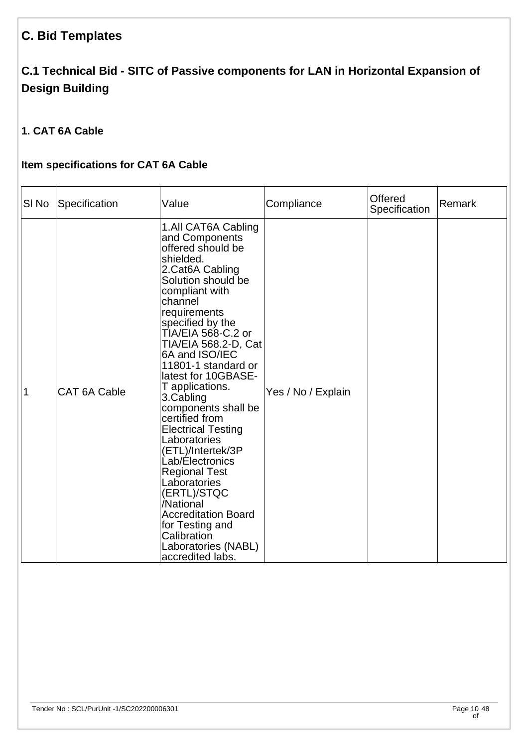## C. Bid Templates

## C.1 Technical Bid - SITC of Passive components for LAN in Horizontal Expansion of Design Building

### 1. CAT 6A Cable

### Item specifications for CAT 6A Cable

| Sl No | Specification | Value | Compliance | Offered Specification | Remark |
|---|---|---|---|---|---|
| 1 | CAT 6A Cable | 1.All CAT6A Cabling and Components offered should be shielded.<br>2.Cat6A Cabling Solution should be compliant with channel requirements specified by the TIA/EIA 568-C.2 or TIA/EIA 568.2-D, Cat 6A and ISO/IEC 11801-1 standard or latest for 10GBASE-T applications.<br>3.Cabling components shall be certified from Electrical Testing Laboratories (ETL)/Intertek/3P Lab/Electronics Regional Test Laboratories (ERTL)/STQC /National Accreditation Board for Testing and Calibration Laboratories (NABL) accredited labs. | Yes / No / Explain | | |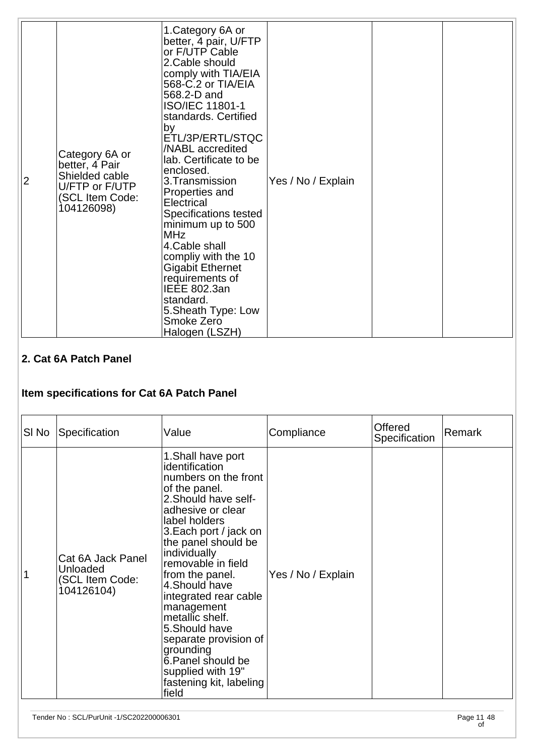| | | | | | |
|---|---|---|---|---|---|
| 2 | Category 6A or better, 4 Pair Shielded cable U/FTP or F/UTP (SCL Item Code: 104126098) | 1.Category 6A or better, 4 pair, U/FTP or F/UTP Cable<br>2.Cable should comply with TIA/EIA 568-C.2 or TIA/EIA 568.2-D and ISO/IEC 11801-1 standards. Certified by ETL/3P/ERTL/STQC /NABL accredited lab. Certificate to be enclosed.<br>3.Transmission Properties and Electrical Specifications tested minimum up to 500 MHz<br>4.Cable shall compliy with the 10 Gigabit Ethernet requirements of IEEE 802.3an standard.<br>5.Sheath Type: Low Smoke Zero Halogen (LSZH) | Yes / No / Explain | | |

**2. Cat 6A Patch Panel**

**Item specifications for Cat 6A Patch Panel**

| Sl No | Specification | Value | Compliance | Offered Specification | Remark |
|---|---|---|---|---|---|
| 1 | Cat 6A Jack Panel Unloaded (SCL Item Code: 104126104) | 1.Shall have port identification numbers on the front of the panel.<br>2.Should have self-adhesive or clear label holders<br>3.Each port / jack on the panel should be individually removable in field from the panel.<br>4.Should have integrated rear cable management metallic shelf.<br>5.Should have separate provision of grounding<br>6.Panel should be supplied with 19" fastening kit, labeling field | Yes / No / Explain | | |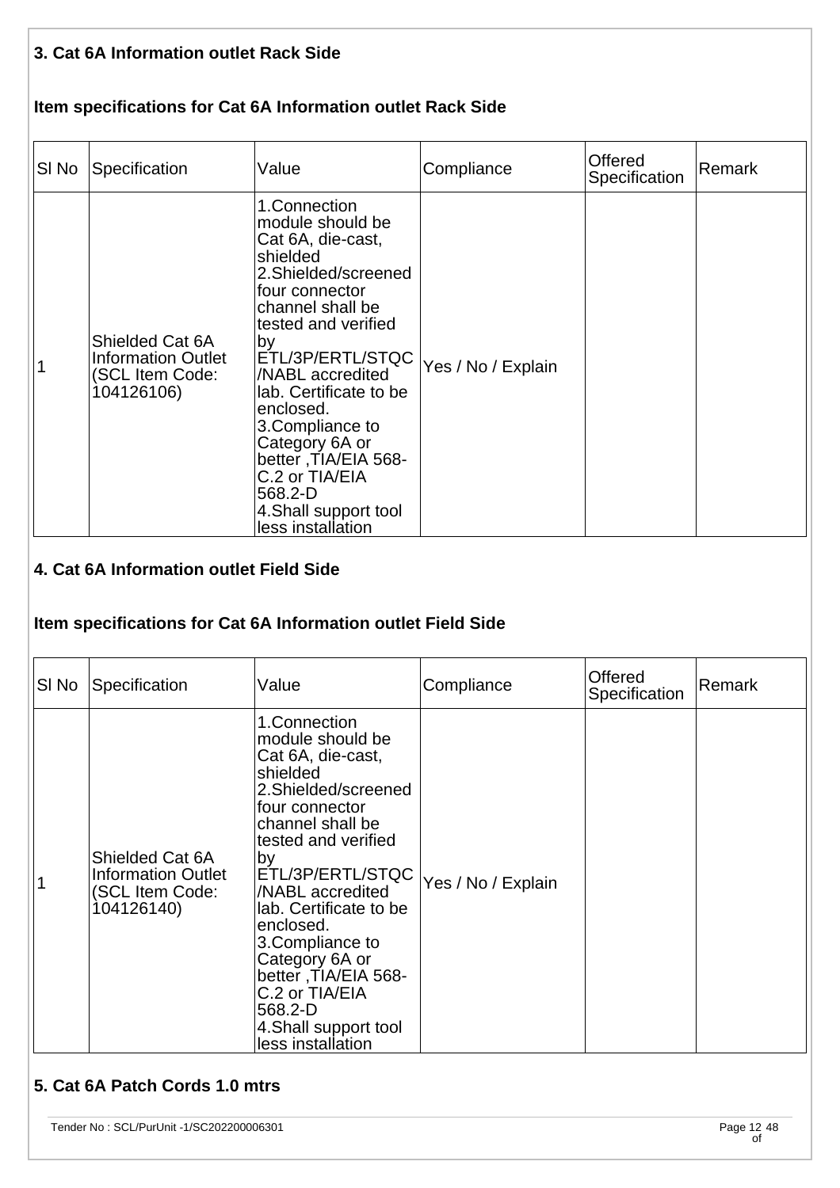### 3. Cat 6A Information outlet Rack Side

### Item specifications for Cat 6A Information outlet Rack Side

| Sl No | Specification | Value | Compliance | Offered Specification | Remark |
|---|---|---|---|---|---|
| 1 | Shielded Cat 6A Information Outlet (SCL Item Code: 104126106) | 1.Connection module should be Cat 6A, die-cast, shielded<br>2.Shielded/screened four connector channel shall be tested and verified by ETL/3P/ERTL/STQC /NABL accredited lab. Certificate to be enclosed.<br>3.Compliance to Category 6A or better ,TIA/EIA 568-C.2 or TIA/EIA 568.2-D<br>4.Shall support tool less installation | Yes / No / Explain | | |

### 4. Cat 6A Information outlet Field Side

### Item specifications for Cat 6A Information outlet Field Side

| Sl No | Specification | Value | Compliance | Offered Specification | Remark |
|---|---|---|---|---|---|
| 1 | Shielded Cat 6A Information Outlet (SCL Item Code: 104126140) | 1.Connection module should be Cat 6A, die-cast, shielded<br>2.Shielded/screened four connector channel shall be tested and verified by ETL/3P/ERTL/STQC /NABL accredited lab. Certificate to be enclosed.<br>3.Compliance to Category 6A or better ,TIA/EIA 568-C.2 or TIA/EIA 568.2-D<br>4.Shall support tool less installation | Yes / No / Explain | | |

### 5. Cat 6A Patch Cords 1.0 mtrs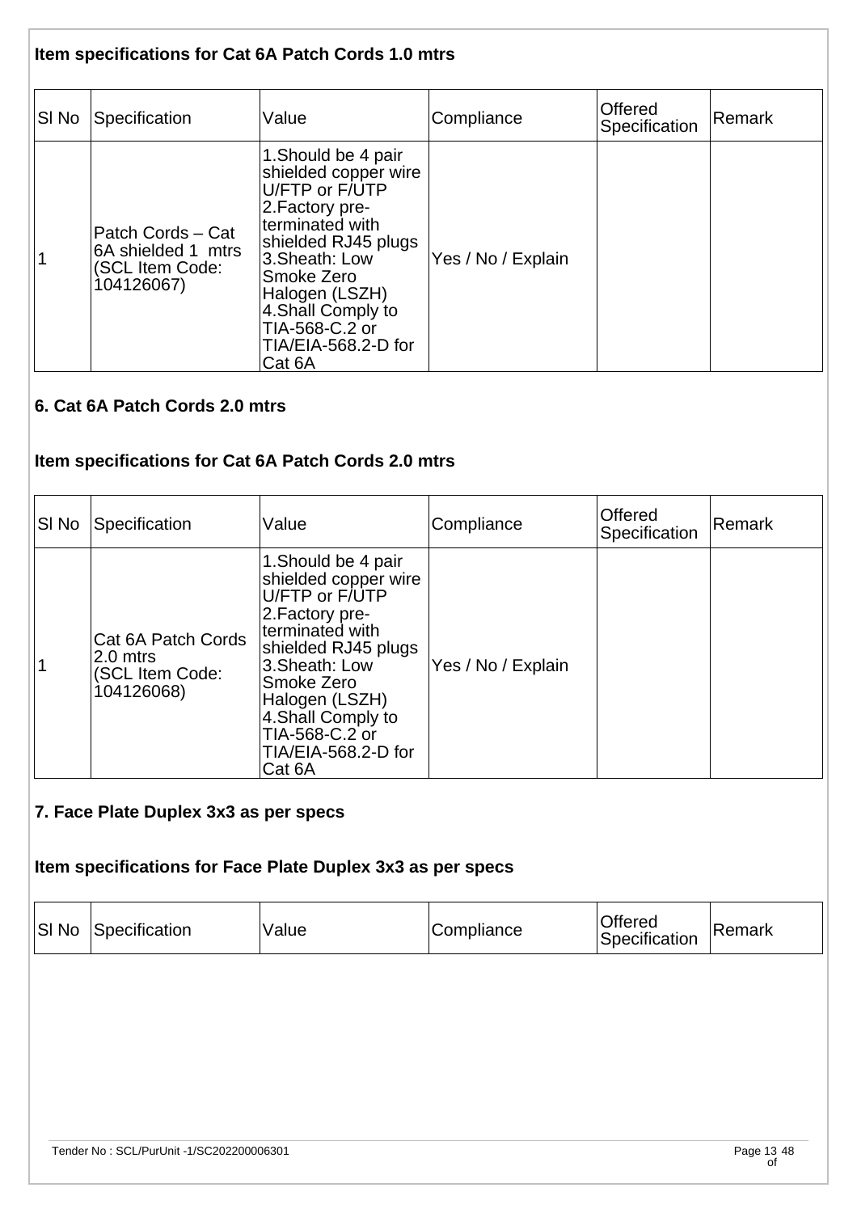### Item specifications for Cat 6A Patch Cords 1.0 mtrs

| Sl No | Specification | Value | Compliance | Offered Specification | Remark |
|---|---|---|---|---|---|
| 1 | Patch Cords – Cat 6A shielded 1 mtrs (SCL Item Code: 104126067) | 1.Should be 4 pair shielded copper wire U/FTP or F/UTP 2.Factory pre-terminated with shielded RJ45 plugs 3.Sheath: Low Smoke Zero Halogen (LSZH) 4.Shall Comply to TIA-568-C.2 or TIA/EIA-568.2-D for Cat 6A | Yes / No / Explain | | |

### 6. Cat 6A Patch Cords 2.0 mtrs

### Item specifications for Cat 6A Patch Cords 2.0 mtrs

| Sl No | Specification | Value | Compliance | Offered Specification | Remark |
|---|---|---|---|---|---|
| 1 | Cat 6A Patch Cords 2.0 mtrs (SCL Item Code: 104126068) | 1.Should be 4 pair shielded copper wire U/FTP or F/UTP 2.Factory pre-terminated with shielded RJ45 plugs 3.Sheath: Low Smoke Zero Halogen (LSZH) 4.Shall Comply to TIA-568-C.2 or TIA/EIA-568.2-D for Cat 6A | Yes / No / Explain | | |

### 7. Face Plate Duplex 3x3 as per specs

### Item specifications for Face Plate Duplex 3x3 as per specs

| Sl No | Specification | Value | Compliance | Offered Specification | Remark |
|---|---|---|---|---|---|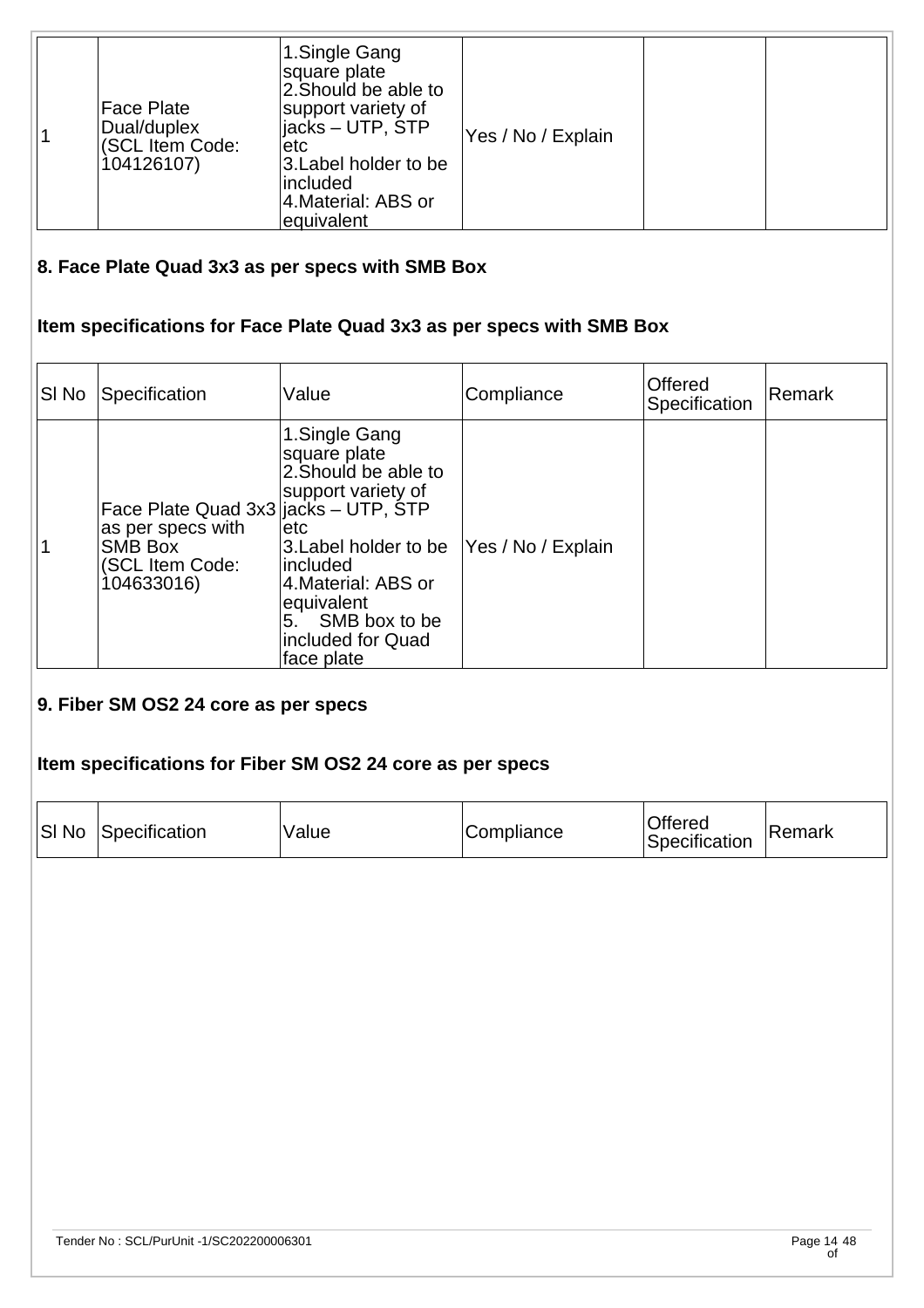| 1 | Face Plate Dual/duplex (SCL Item Code: 104126107) | 1.Single Gang square plate 2.Should be able to support variety of jacks – UTP, STP etc 3.Label holder to be included 4.Material: ABS or equivalent | Yes / No / Explain | | |
|---|---|---|---|---|---|

### 8. Face Plate Quad 3x3 as per specs with SMB Box

### Item specifications for Face Plate Quad 3x3 as per specs with SMB Box

| Sl No | Specification | Value | Compliance | Offered Specification | Remark |
|---|---|---|---|---|---|
| 1 | Face Plate Quad 3x3 as per specs with SMB Box (SCL Item Code: 104633016) | 1.Single Gang square plate 2.Should be able to support variety of jacks – UTP, STP etc 3.Label holder to be included 4.Material: ABS or equivalent 5. SMB box to be included for Quad face plate | Yes / No / Explain | | |

### 9. Fiber SM OS2 24 core as per specs

### Item specifications for Fiber SM OS2 24 core as per specs

| Sl No | Specification | Value | Compliance | Offered Specification | Remark |
|---|---|---|---|---|---|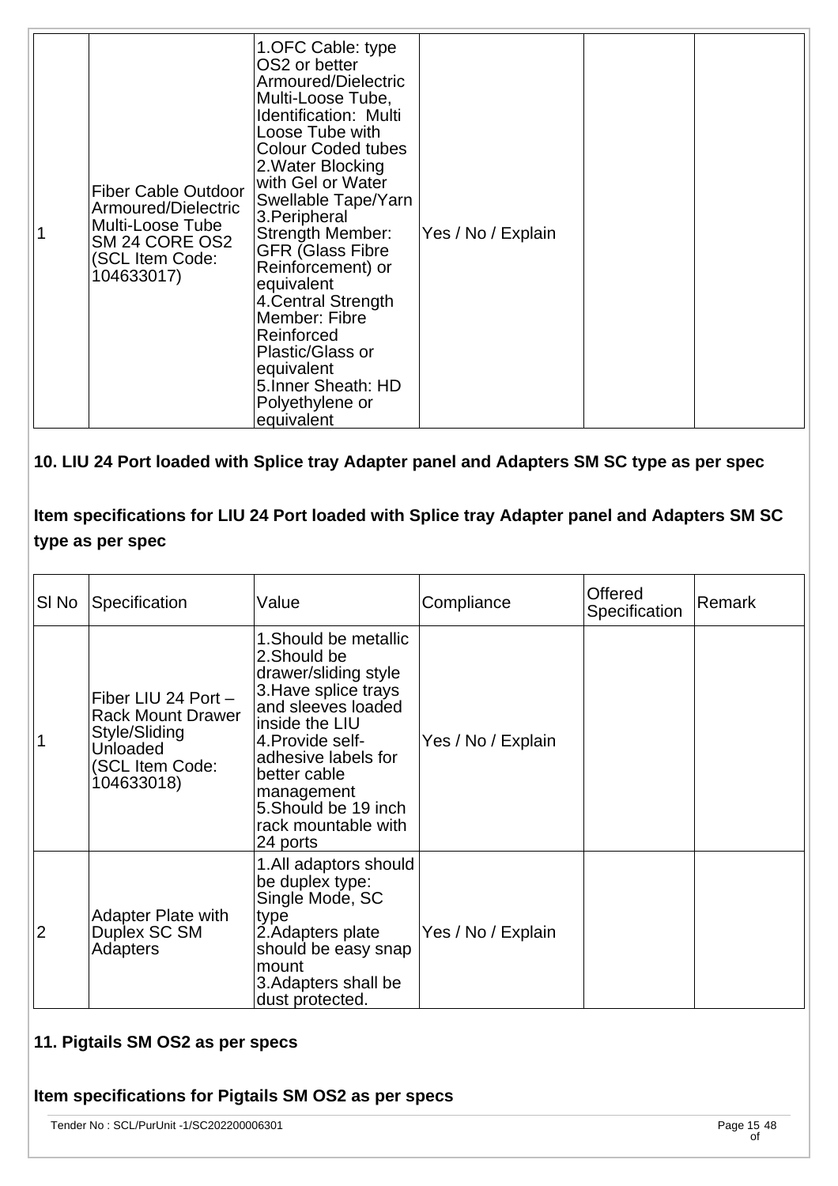| 1 | Fiber Cable Outdoor Armoured/Dielectric Multi-Loose Tube SM 24 CORE OS2 (SCL Item Code: 104633017) | 1.OFC Cable: type OS2 or better Armoured/Dielectric Multi-Loose Tube, Identification: Multi Loose Tube with Colour Coded tubes 2.Water Blocking with Gel or Water Swellable Tape/Yarn 3.Peripheral Strength Member: GFR (Glass Fibre Reinforcement) or equivalent 4.Central Strength Member: Fibre Reinforced Plastic/Glass or equivalent 5.Inner Sheath: HD Polyethylene or equivalent | Yes / No / Explain | | |
|---|---|---|---|---|---|

### 10. LIU 24 Port loaded with Splice tray Adapter panel and Adapters SM SC type as per spec

### Item specifications for LIU 24 Port loaded with Splice tray Adapter panel and Adapters SM SC type as per spec

| Sl No | Specification | Value | Compliance | Offered Specification | Remark |
|---|---|---|---|---|---|
| 1 | Fiber LIU 24 Port – Rack Mount Drawer Style/Sliding Unloaded (SCL Item Code: 104633018) | 1.Should be metallic 2.Should be drawer/sliding style 3.Have splice trays and sleeves loaded inside the LIU 4.Provide self-adhesive labels for better cable management 5.Should be 19 inch rack mountable with 24 ports | Yes / No / Explain | | |
| 2 | Adapter Plate with Duplex SC SM Adapters | 1.All adaptors should be duplex type: Single Mode, SC type 2.Adapters plate should be easy snap mount 3.Adapters shall be dust protected. | Yes / No / Explain | | |

### 11. Pigtails SM OS2 as per specs

### Item specifications for Pigtails SM OS2 as per specs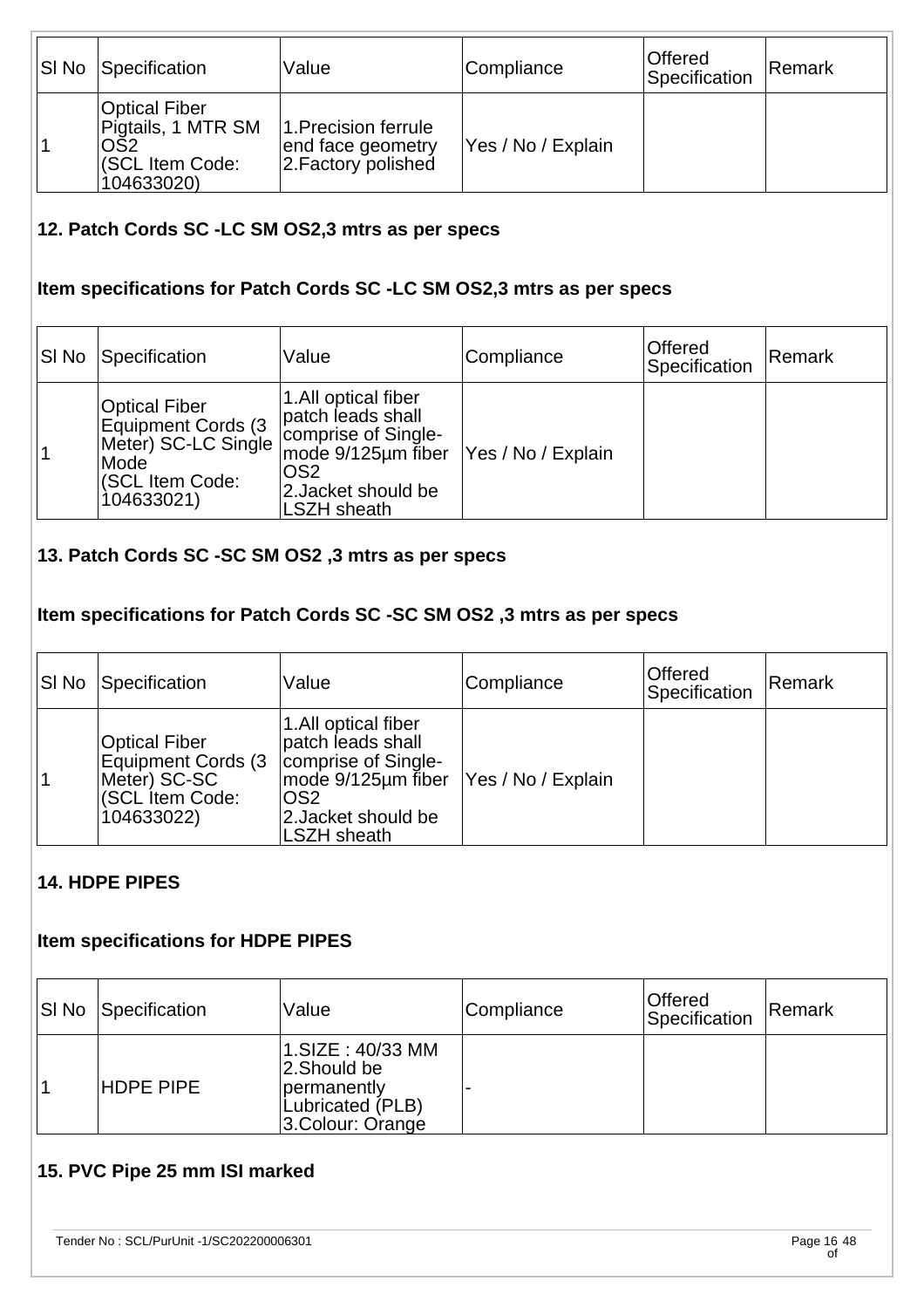| Sl No | Specification | Value | Compliance | Offered Specification | Remark |
|---|---|---|---|---|---|
| 1 | Optical Fiber Pigtails, 1 MTR SM OS2 (SCL Item Code: 104633020) | 1.Precision ferrule end face geometry 2.Factory polished | Yes / No / Explain | | |

### 12. Patch Cords SC -LC SM OS2,3 mtrs as per specs

### Item specifications for Patch Cords SC -LC SM OS2,3 mtrs as per specs

| Sl No | Specification | Value | Compliance | Offered Specification | Remark |
|---|---|---|---|---|---|
| 1 | Optical Fiber Equipment Cords (3 Meter) SC-LC Single Mode (SCL Item Code: 104633021) | 1.All optical fiber patch leads shall comprise of Single-mode 9/125µm fiber OS2 2.Jacket should be LSZH sheath | Yes / No / Explain | | |

### 13. Patch Cords SC -SC SM OS2 ,3 mtrs as per specs

### Item specifications for Patch Cords SC -SC SM OS2 ,3 mtrs as per specs

| Sl No | Specification | Value | Compliance | Offered Specification | Remark |
|---|---|---|---|---|---|
| 1 | Optical Fiber Equipment Cords (3 Meter) SC-SC (SCL Item Code: 104633022) | 1.All optical fiber patch leads shall comprise of Single-mode 9/125µm fiber OS2 2.Jacket should be LSZH sheath | Yes / No / Explain | | |

### 14. HDPE PIPES

### Item specifications for HDPE PIPES

| Sl No | Specification | Value | Compliance | Offered Specification | Remark |
|---|---|---|---|---|---|
| 1 | HDPE PIPE | 1.SIZE : 40/33 MM 2.Should be permanently Lubricated (PLB) 3.Colour: Orange | - | | |

### 15. PVC Pipe 25 mm ISI marked

Tender No : SCL/PurUnit -1/SC202200006301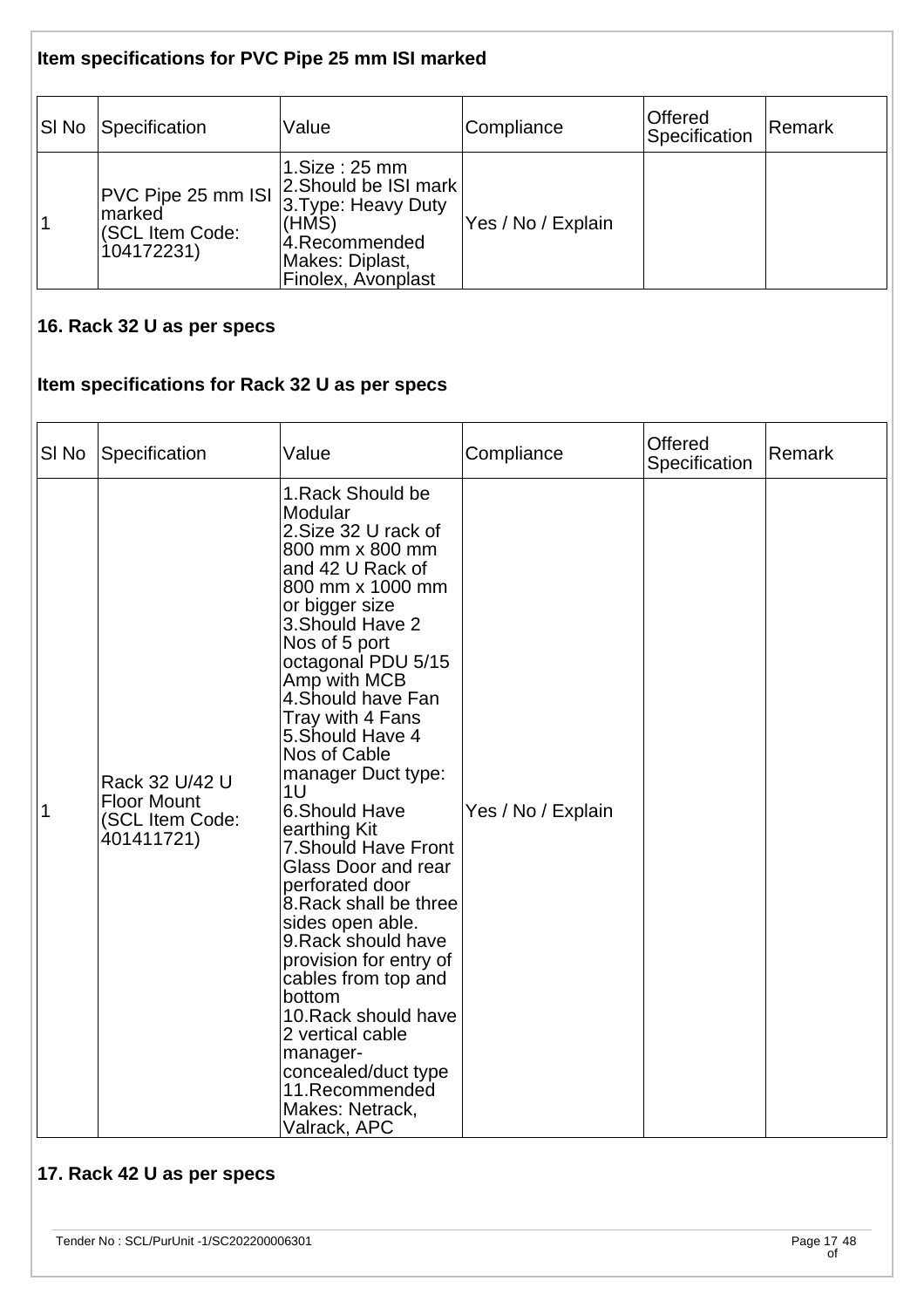### Item specifications for PVC Pipe 25 mm ISI marked

| Sl No | Specification | Value | Compliance | Offered Specification | Remark |
|---|---|---|---|---|---|
| 1 | PVC Pipe 25 mm ISI marked (SCL Item Code: 104172231) | 1.Size : 25 mm<br>2.Should be ISI mark<br>3.Type: Heavy Duty (HMS)<br>4.Recommended Makes: Diplast, Finolex, Avonplast | Yes / No / Explain | | |

## 16. Rack 32 U as per specs

### Item specifications for Rack 32 U as per specs

| Sl No | Specification | Value | Compliance | Offered Specification | Remark |
|---|---|---|---|---|---|
| 1 | Rack 32 U/42 U Floor Mount (SCL Item Code: 401411721) | 1.Rack Should be Modular<br>2.Size 32 U rack of 800 mm x 800 mm and 42 U Rack of 800 mm x 1000 mm or bigger size<br>3.Should Have 2 Nos of 5 port octagonal PDU 5/15 Amp with MCB<br>4.Should have Fan Tray with 4 Fans<br>5.Should Have 4 Nos of Cable manager Duct type: 1U<br>6.Should Have earthing Kit<br>7.Should Have Front Glass Door and rear perforated door<br>8.Rack shall be three sides open able.<br>9.Rack should have provision for entry of cables from top and bottom<br>10.Rack should have 2 vertical cable manager-concealed/duct type<br>11.Recommended Makes: Netrack, Valrack, APC | Yes / No / Explain | | |

## 17. Rack 42 U as per specs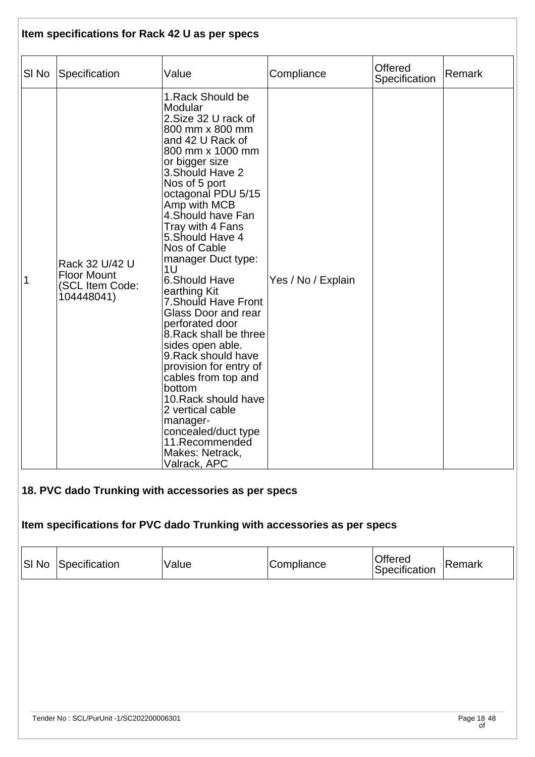### Item specifications for Rack 42 U as per specs

| Sl No | Specification | Value | Compliance | Offered Specification | Remark |
|---|---|---|---|---|---|
| 1 | Rack 32 U/42 U Floor Mount (SCL Item Code: 104448041) | 1.Rack Should be Modular<br>2.Size 32 U rack of 800 mm x 800 mm and 42 U Rack of 800 mm x 1000 mm or bigger size<br>3.Should Have 2 Nos of 5 port octagonal PDU 5/15 Amp with MCB<br>4.Should have Fan Tray with 4 Fans<br>5.Should Have 4 Nos of Cable manager Duct type: 1U<br>6.Should Have earthing Kit<br>7.Should Have Front Glass Door and rear perforated door<br>8.Rack shall be three sides open able.<br>9.Rack should have provision for entry of cables from top and bottom<br>10.Rack should have 2 vertical cable manager-concealed/duct type<br>11.Recommended Makes: Netrack, Valrack, APC | Yes / No / Explain | | |

### 18. PVC dado Trunking with accessories as per specs

### Item specifications for PVC dado Trunking with accessories as per specs

| Sl No | Specification | Value | Compliance | Offered Specification | Remark |
|---|---|---|---|---|---|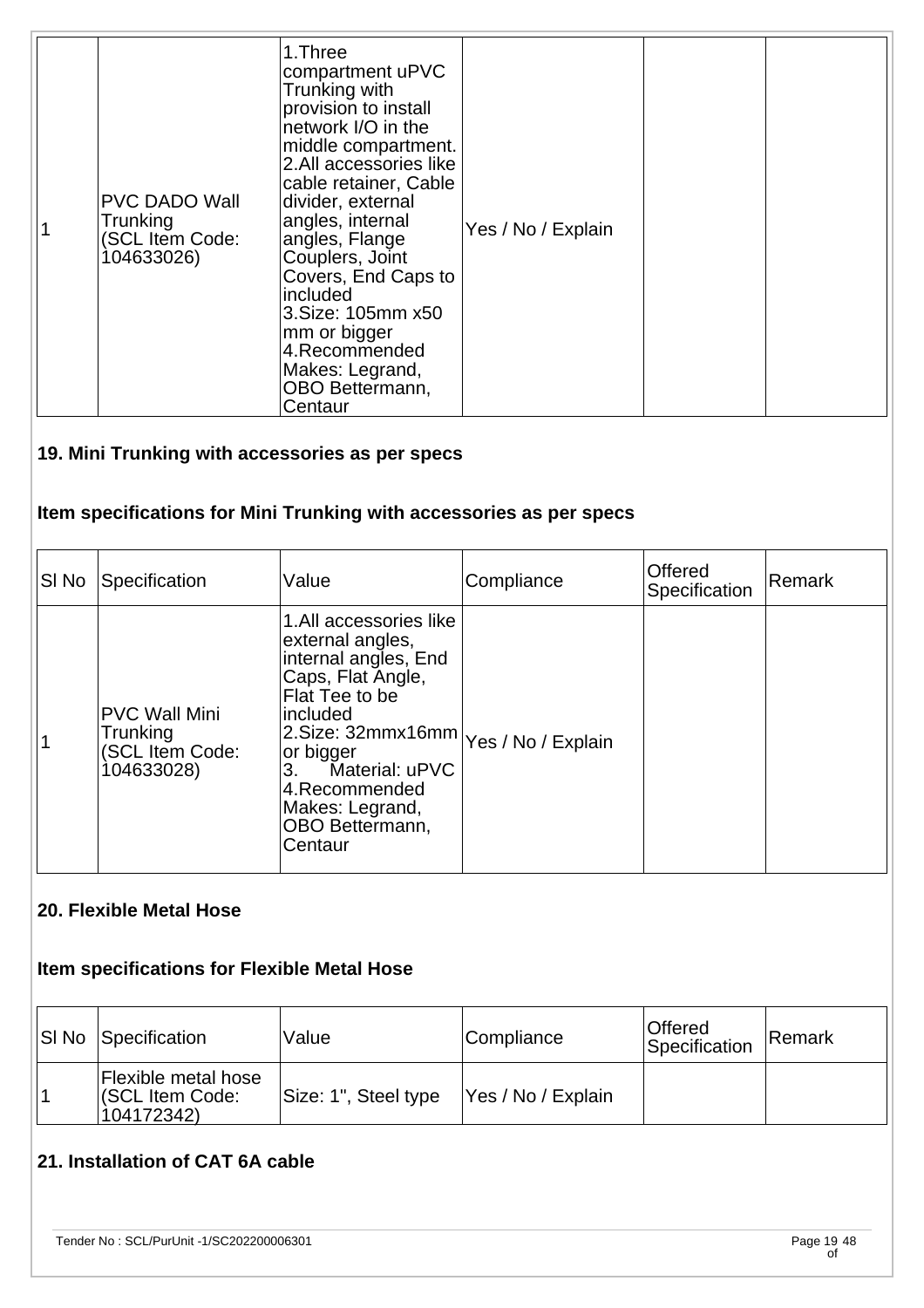| | | | | | |
|---|---|---|---|---|---|
| 1 | PVC DADO Wall Trunking (SCL Item Code: 104633026) | 1.Three compartment uPVC Trunking with provision to install network I/O in the middle compartment. 2.All accessories like cable retainer, Cable divider, external angles, internal angles, Flange Couplers, Joint Covers, End Caps to included 3.Size: 105mm x50 mm or bigger 4.Recommended Makes: Legrand, OBO Bettermann, Centaur | Yes / No / Explain | | |

### 19. Mini Trunking with accessories as per specs

### Item specifications for Mini Trunking with accessories as per specs

| Sl No | Specification | Value | Compliance | Offered Specification | Remark |
|---|---|---|---|---|---|
| 1 | PVC Wall Mini Trunking (SCL Item Code: 104633028) | 1.All accessories like external angles, internal angles, End Caps, Flat Angle, Flat Tee to be included 2.Size: 32mmx16mm or bigger 3. Material: uPVC 4.Recommended Makes: Legrand, OBO Bettermann, Centaur | Yes / No / Explain | | |

### 20. Flexible Metal Hose

### Item specifications for Flexible Metal Hose

| Sl No | Specification | Value | Compliance | Offered Specification | Remark |
|---|---|---|---|---|---|
| 1 | Flexible metal hose (SCL Item Code: 104172342) | Size: 1", Steel type | Yes / No / Explain | | |

### 21. Installation of CAT 6A cable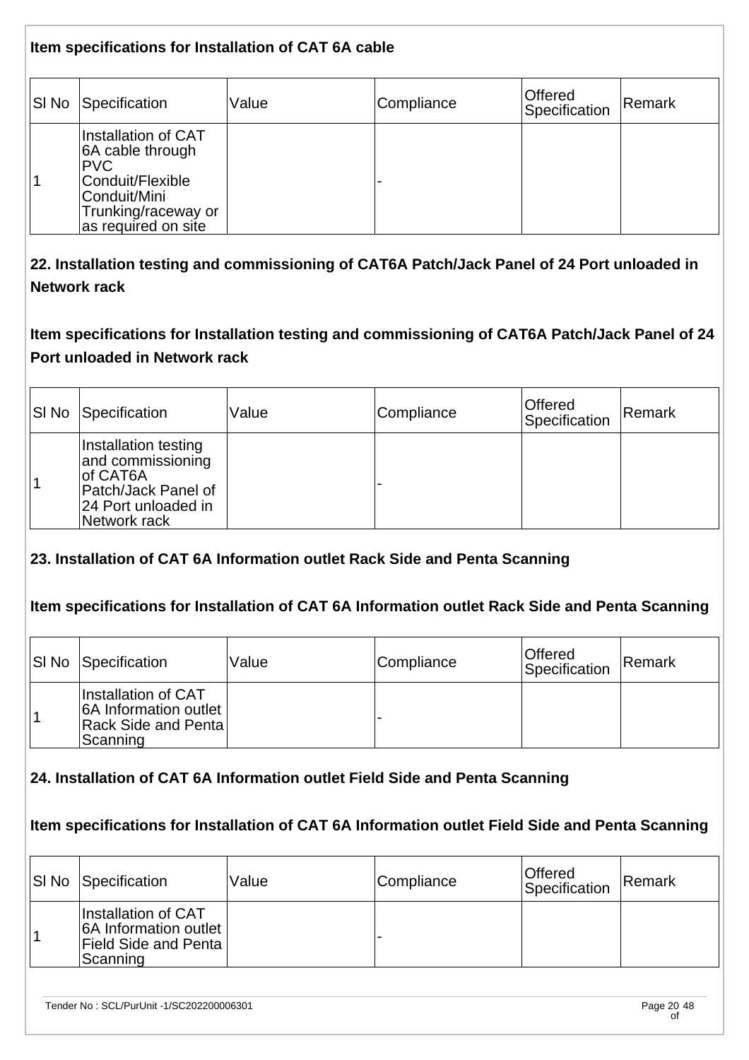**Item specifications for Installation of CAT 6A cable**

| Sl No | Specification | Value | Compliance | Offered Specification | Remark |
|---|---|---|---|---|---|
| 1 | Installation of CAT 6A cable through PVC Conduit/Flexible Conduit/Mini Trunking/raceway or as required on site | | - | | |

## 22. Installation testing and commissioning of CAT6A Patch/Jack Panel of 24 Port unloaded in Network rack

**Item specifications for Installation testing and commissioning of CAT6A Patch/Jack Panel of 24 Port unloaded in Network rack**

| Sl No | Specification | Value | Compliance | Offered Specification | Remark |
|---|---|---|---|---|---|
| 1 | Installation testing and commissioning of CAT6A Patch/Jack Panel of 24 Port unloaded in Network rack | | - | | |

## 23. Installation of CAT 6A Information outlet Rack Side and Penta Scanning

**Item specifications for Installation of CAT 6A Information outlet Rack Side and Penta Scanning**

| Sl No | Specification | Value | Compliance | Offered Specification | Remark |
|---|---|---|---|---|---|
| 1 | Installation of CAT 6A Information outlet Rack Side and Penta Scanning | | - | | |

## 24. Installation of CAT 6A Information outlet Field Side and Penta Scanning

**Item specifications for Installation of CAT 6A Information outlet Field Side and Penta Scanning**

| Sl No | Specification | Value | Compliance | Offered Specification | Remark |
|---|---|---|---|---|---|
| 1 | Installation of CAT 6A Information outlet Field Side and Penta Scanning | | - | | |

Tender No : SCL/PurUnit -1/SC202200006301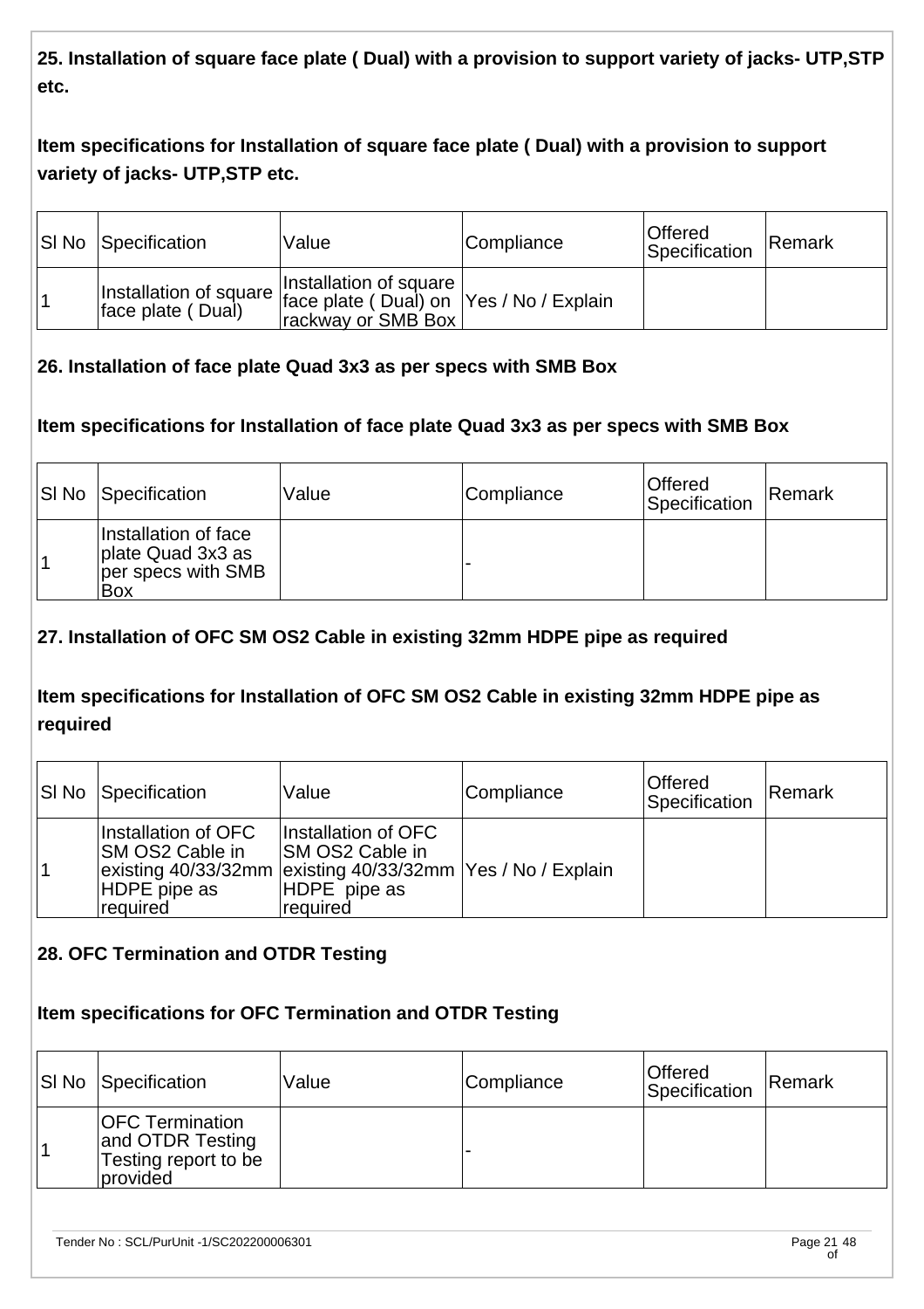**25. Installation of square face plate ( Dual) with a provision to support variety of jacks- UTP,STP etc.**

**Item specifications for Installation of square face plate ( Dual) with a provision to support variety of jacks- UTP,STP etc.**

| Sl No | Specification | Value | Compliance | Offered Specification | Remark |
|---|---|---|---|---|---|
| 1 | Installation of square face plate ( Dual) | Installation of square face plate ( Dual) on rackway or SMB Box | Yes / No / Explain | | |

**26. Installation of face plate Quad 3x3 as per specs with SMB Box**

**Item specifications for Installation of face plate Quad 3x3 as per specs with SMB Box**

| Sl No | Specification | Value | Compliance | Offered Specification | Remark |
|---|---|---|---|---|---|
| 1 | Installation of face plate Quad 3x3 as per specs with SMB Box | | - | | |

**27. Installation of OFC SM OS2 Cable in existing 32mm HDPE pipe as required**

**Item specifications for Installation of OFC SM OS2 Cable in existing 32mm HDPE pipe as required**

| Sl No | Specification | Value | Compliance | Offered Specification | Remark |
|---|---|---|---|---|---|
| 1 | Installation of OFC SM OS2 Cable in existing 40/33/32mm HDPE pipe as required | Installation of OFC SM OS2 Cable in existing 40/33/32mm HDPE pipe as required | Yes / No / Explain | | |

**28. OFC Termination and OTDR Testing**

**Item specifications for OFC Termination and OTDR Testing**

| Sl No | Specification | Value | Compliance | Offered Specification | Remark |
|---|---|---|---|---|---|
| 1 | OFC Termination and OTDR Testing Testing report to be provided | | - | | |

Tender No : SCL/PurUnit -1/SC202200006301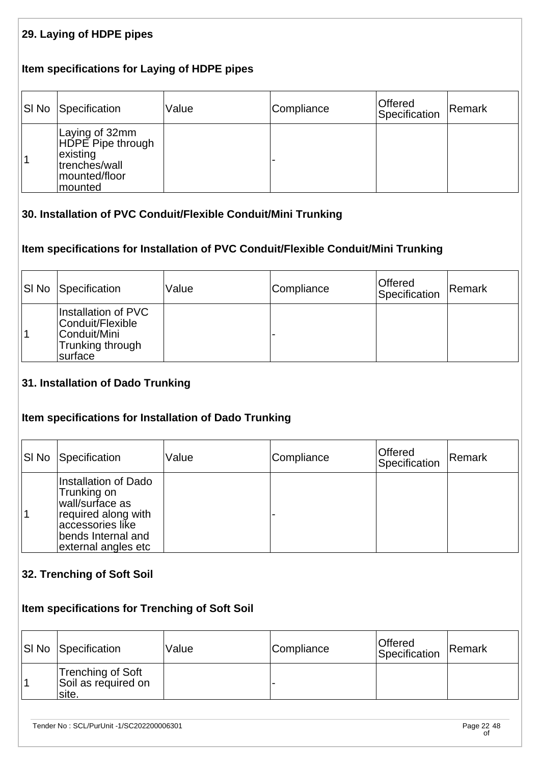### 29. Laying of HDPE pipes

#### Item specifications for Laying of HDPE pipes

| Sl No | Specification | Value | Compliance | Offered Specification | Remark |
|---|---|---|---|---|---|
| 1 | Laying of 32mm HDPE Pipe through existing trenches/wall mounted/floor mounted | | - | | |

### 30. Installation of PVC Conduit/Flexible Conduit/Mini Trunking

#### Item specifications for Installation of PVC Conduit/Flexible Conduit/Mini Trunking

| Sl No | Specification | Value | Compliance | Offered Specification | Remark |
|---|---|---|---|---|---|
| 1 | Installation of PVC Conduit/Flexible Conduit/Mini Trunking through surface | | - | | |

### 31. Installation of Dado Trunking

#### Item specifications for Installation of Dado Trunking

| Sl No | Specification | Value | Compliance | Offered Specification | Remark |
|---|---|---|---|---|---|
| 1 | Installation of Dado Trunking on wall/surface as required along with accessories like bends Internal and external angles etc | | - | | |

### 32. Trenching of Soft Soil

#### Item specifications for Trenching of Soft Soil

| Sl No | Specification | Value | Compliance | Offered Specification | Remark |
|---|---|---|---|---|---|
| 1 | Trenching of Soft Soil as required on site. | | - | | |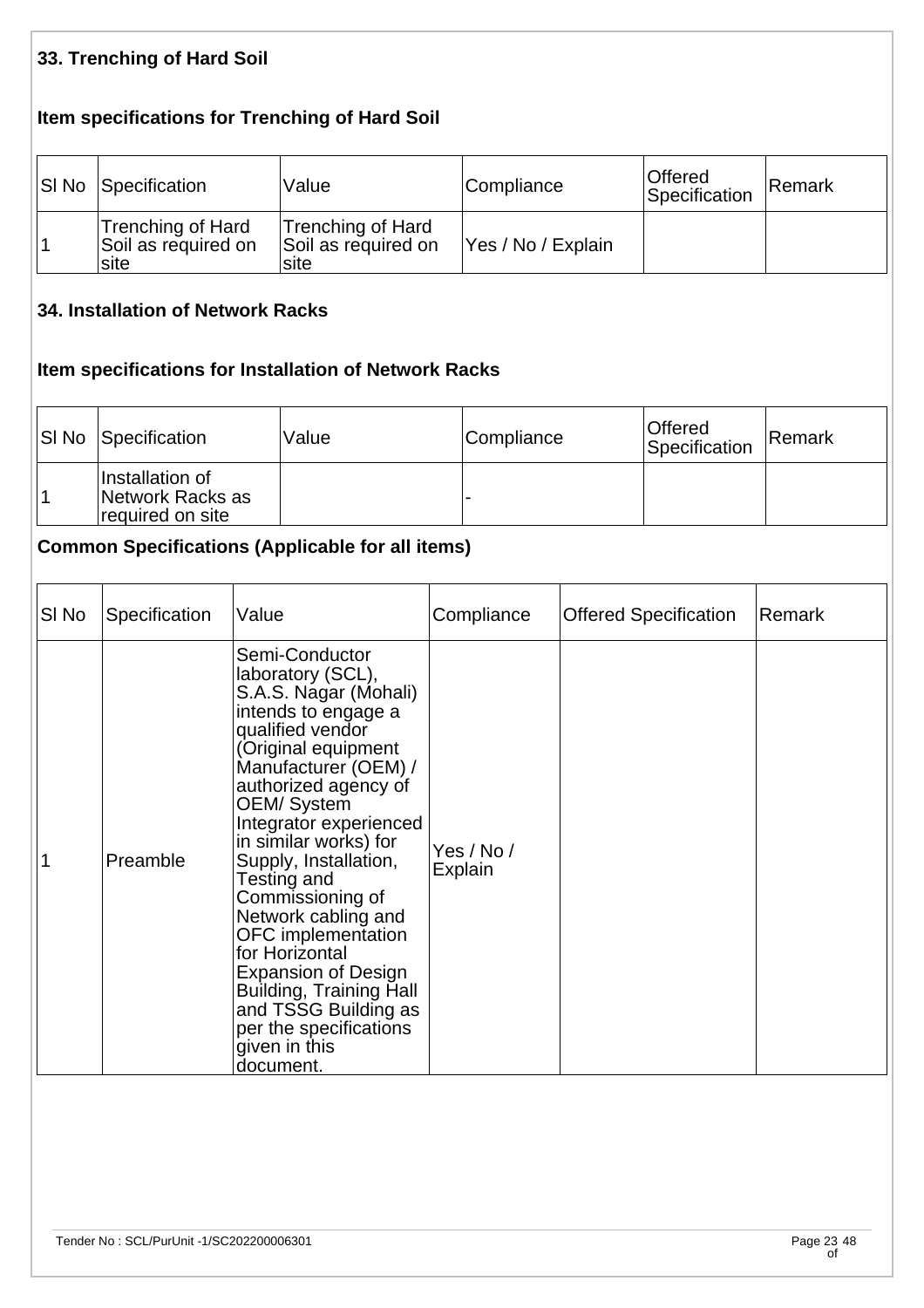### 33. Trenching of Hard Soil

#### Item specifications for Trenching of Hard Soil

| Sl No | Specification | Value | Compliance | Offered Specification | Remark |
|---|---|---|---|---|---|
| 1 | Trenching of Hard Soil as required on site | Trenching of Hard Soil as required on site | Yes / No / Explain | | |

### 34. Installation of Network Racks

#### Item specifications for Installation of Network Racks

| Sl No | Specification | Value | Compliance | Offered Specification | Remark |
|---|---|---|---|---|---|
| 1 | Installation of Network Racks as required on site | | - | | |

### Common Specifications (Applicable for all items)

| Sl No | Specification | Value | Compliance | Offered Specification | Remark |
|---|---|---|---|---|---|
| 1 | Preamble | Semi-Conductor laboratory (SCL), S.A.S. Nagar (Mohali) intends to engage a qualified vendor (Original equipment Manufacturer (OEM) / authorized agency of OEM/ System Integrator experienced in similar works) for Supply, Installation, Testing and Commissioning of Network cabling and OFC implementation for Horizontal Expansion of Design Building, Training Hall and TSSG Building as per the specifications given in this document. | Yes / No / Explain | | |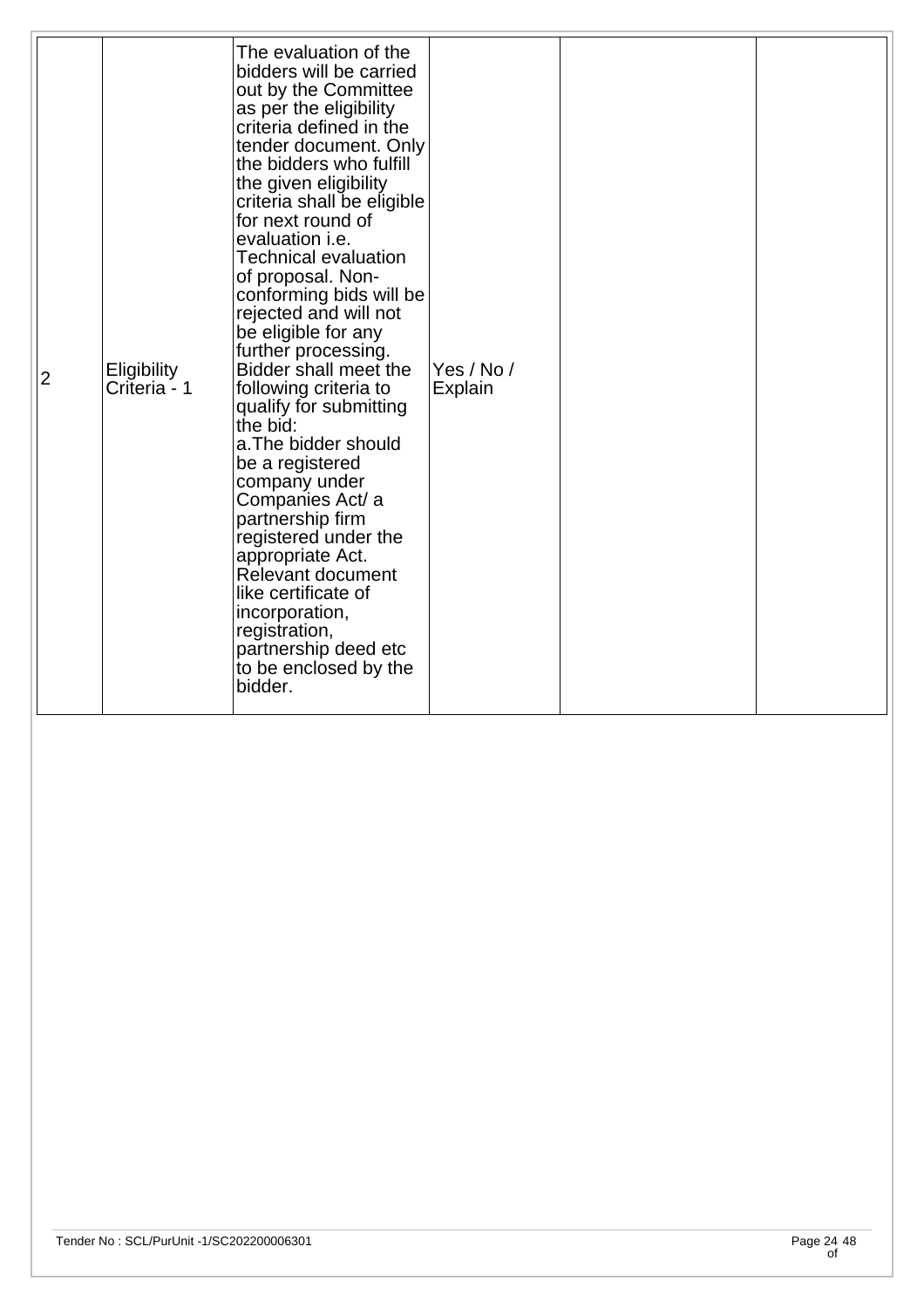| 2 | Eligibility Criteria - 1 | The evaluation of the bidders will be carried out by the Committee as per the eligibility criteria defined in the tender document. Only the bidders who fulfill the given eligibility criteria shall be eligible for next round of evaluation i.e. Technical evaluation of proposal. Non-conforming bids will be rejected and will not be eligible for any further processing. Bidder shall meet the following criteria to qualify for submitting the bid:<br>a.The bidder should be a registered company under Companies Act/ a partnership firm registered under the appropriate Act. Relevant document like certificate of incorporation, registration, partnership deed etc to be enclosed by the bidder. | Yes / No / Explain | | |
|---|---|---|---|---|---|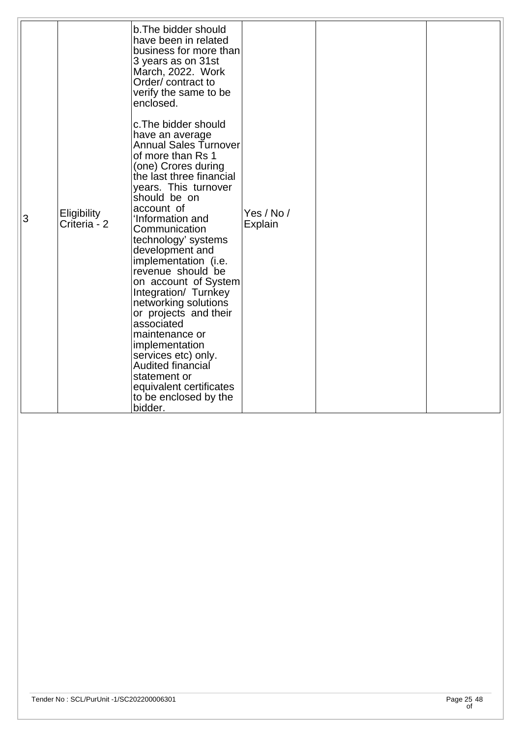| | | | | | |
|---|---|---|---|---|---|
| 3 | Eligibility Criteria - 2 | b.The bidder should have been in related business for more than 3 years as on 31st March, 2022. Work Order/ contract to verify the same to be enclosed.<br><br>c.The bidder should have an average Annual Sales Turnover of more than Rs 1 (one) Crores during the last three financial years. This turnover should be on account of 'Information and Communication technology' systems development and implementation (i.e. revenue should be on account of System Integration/ Turnkey networking solutions or projects and their associated maintenance or implementation services etc) only. Audited financial statement or equivalent certificates to be enclosed by the bidder. | Yes / No / Explain | | |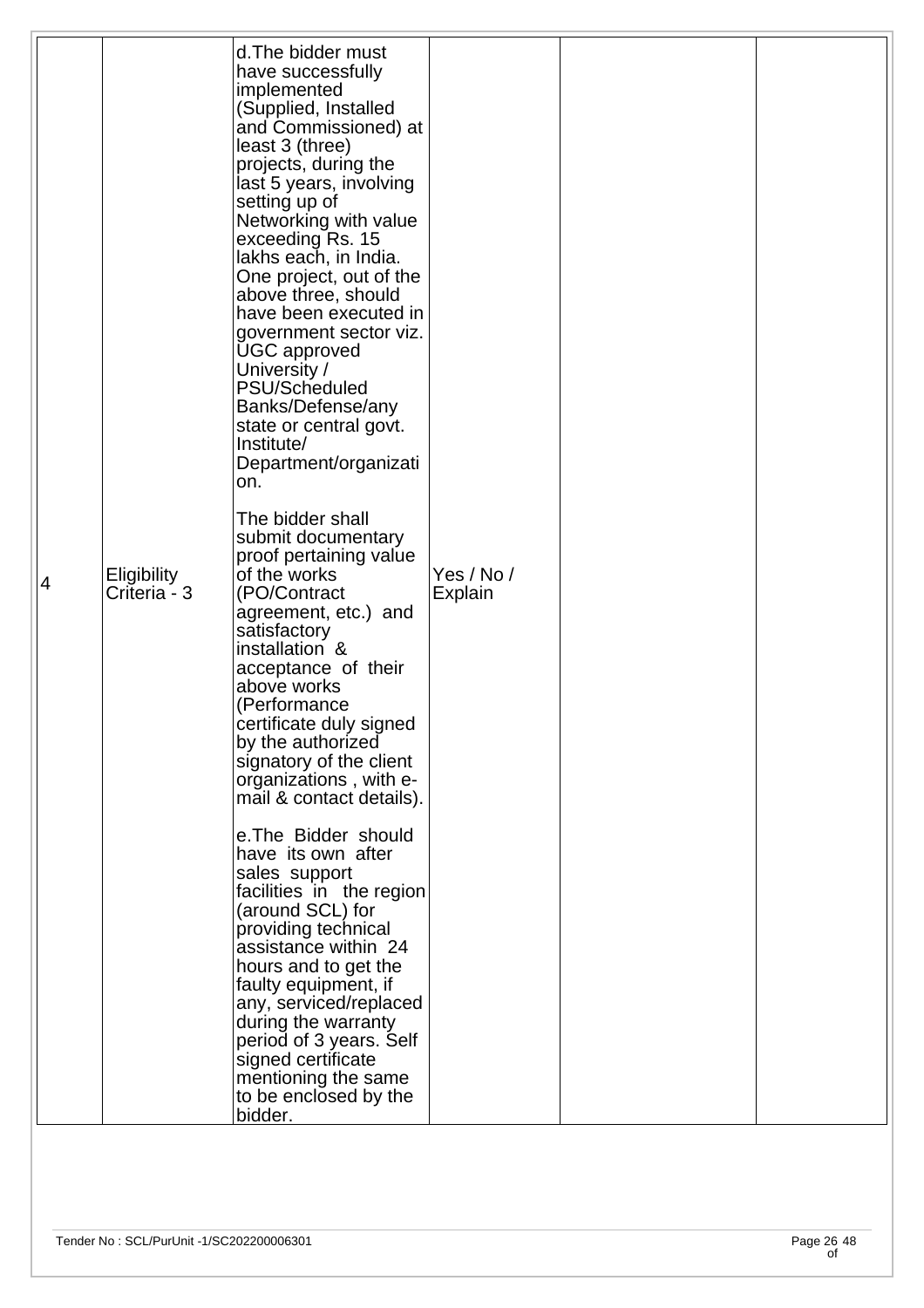| | | | | | |
|---|---|---|---|---|---|
| 4 | Eligibility Criteria - 3 | d.The bidder must have successfully implemented (Supplied, Installed and Commissioned) at least 3 (three) projects, during the last 5 years, involving setting up of Networking with value exceeding Rs. 15 lakhs each, in India. One project, out of the above three, should have been executed in government sector viz. UGC approved University / PSU/Scheduled Banks/Defense/any state or central govt. Institute/ Department/organization.<br><br>The bidder shall submit documentary proof pertaining value of the works (PO/Contract agreement, etc.) and satisfactory installation & acceptance of their above works (Performance certificate duly signed by the authorized signatory of the client organizations , with e-mail & contact details).<br><br>e.The Bidder should have its own after sales support facilities in the region (around SCL) for providing technical assistance within 24 hours and to get the faulty equipment, if any, serviced/replaced during the warranty period of 3 years. Self signed certificate mentioning the same to be enclosed by the bidder. | Yes / No / Explain | | |

Tender No : SCL/PurUnit -1/SC202200006301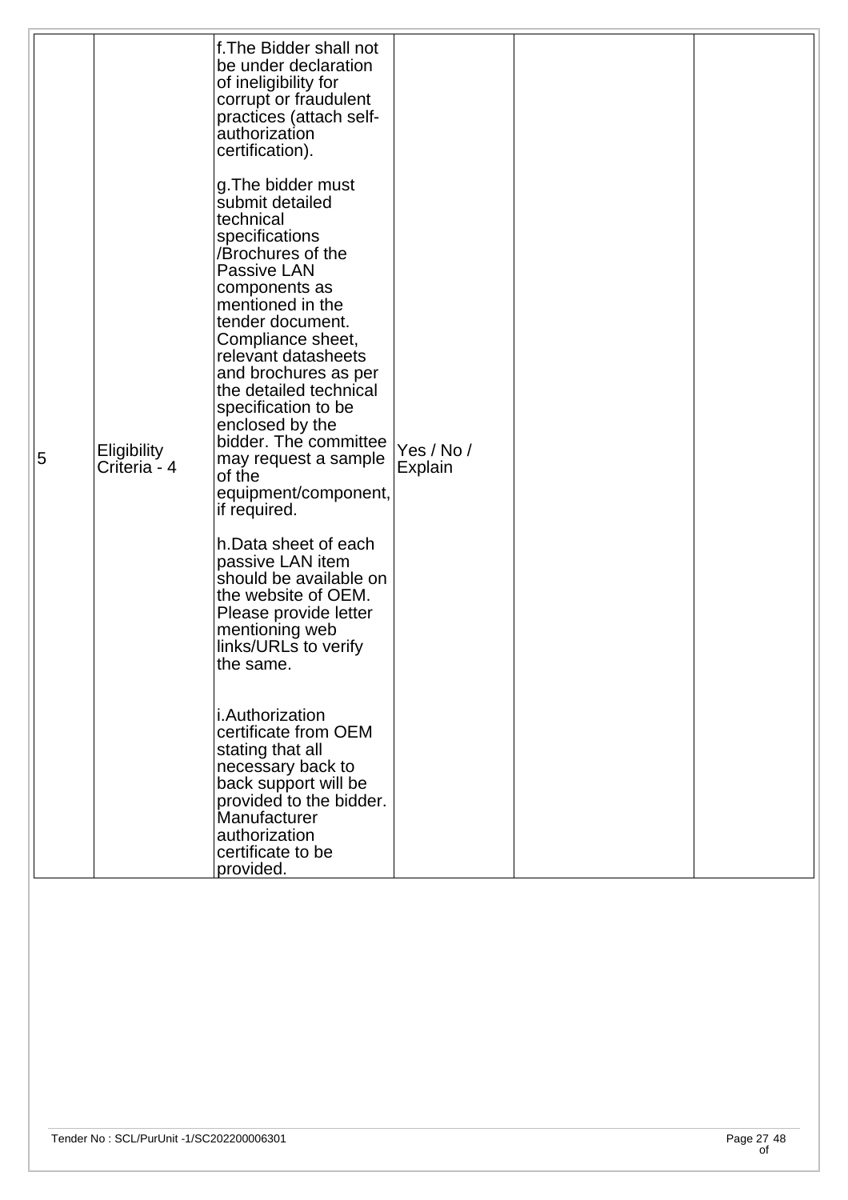| | | | | | |
|---|---|---|---|---|---|
| 5 | Eligibility Criteria - 4 | f.The Bidder shall not be under declaration of ineligibility for corrupt or fraudulent practices (attach self-authorization certification).<br><br>g.The bidder must submit detailed technical specifications /Brochures of the Passive LAN components as mentioned in the tender document. Compliance sheet, relevant datasheets and brochures as per the detailed technical specification to be enclosed by the bidder. The committee may request a sample of the equipment/component, if required.<br><br>h.Data sheet of each passive LAN item should be available on the website of OEM. Please provide letter mentioning web links/URLs to verify the same.<br><br>i.Authorization certificate from OEM stating that all necessary back to back support will be provided to the bidder. Manufacturer authorization certificate to be provided. | Yes / No / Explain | | |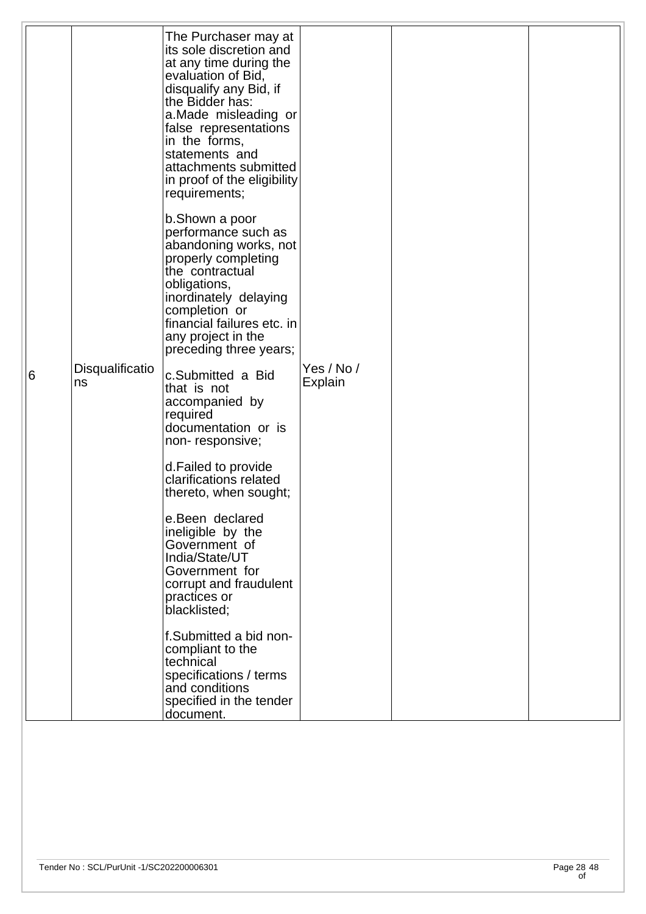| 6 | Disqualifications | The Purchaser may at its sole discretion and at any time during the evaluation of Bid, disqualify any Bid, if the Bidder has:<br>a.Made misleading or false representations in the forms, statements and attachments submitted in proof of the eligibility requirements;<br><br>b.Shown a poor performance such as abandoning works, not properly completing the contractual obligations, inordinately delaying completion or financial failures etc. in any project in the preceding three years;<br><br>c.Submitted a Bid that is not accompanied by required documentation or is non- responsive;<br><br>d.Failed to provide clarifications related thereto, when sought;<br><br>e.Been declared ineligible by the Government of India/State/UT Government for corrupt and fraudulent practices or blacklisted;<br><br>f.Submitted a bid non-compliant to the technical specifications / terms and conditions specified in the tender document. | Yes / No / Explain | | |
|---|---|---|---|---|---|

Tender No : SCL/PurUnit -1/SC202200006301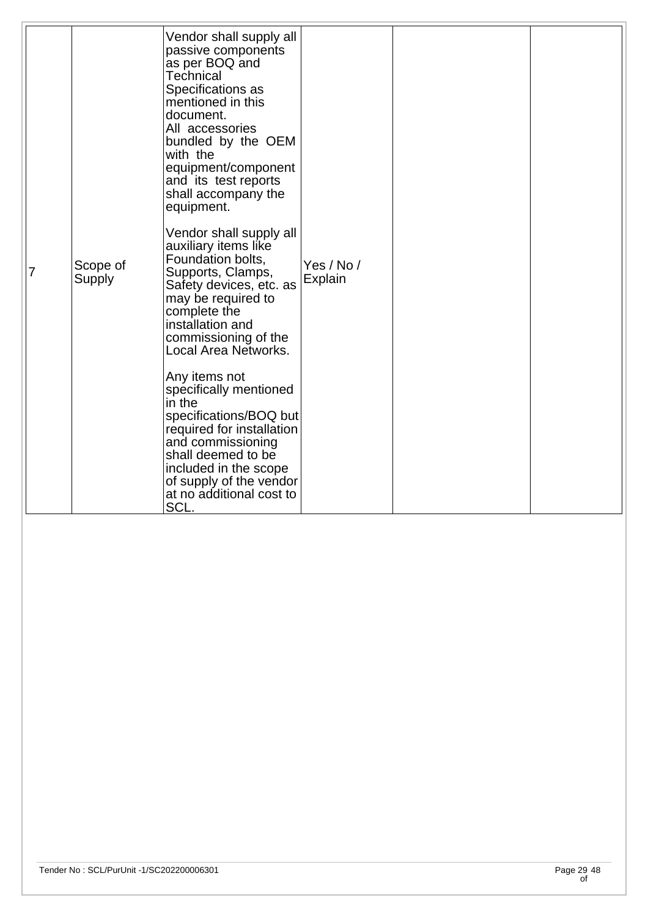| | | | | | |
|---|---|---|---|---|---|
| 7 | Scope of Supply | Vendor shall supply all passive components as per BOQ and Technical Specifications as mentioned in this document.<br>All accessories bundled by the OEM with the equipment/component and its test reports shall accompany the equipment.<br><br>Vendor shall supply all auxiliary items like Foundation bolts, Supports, Clamps, Safety devices, etc. as may be required to complete the installation and commissioning of the Local Area Networks.<br><br>Any items not specifically mentioned in the specifications/BOQ but required for installation and commissioning shall deemed to be included in the scope of supply of the vendor at no additional cost to SCL. | Yes / No / Explain | | |

Tender No : SCL/PurUnit -1/SC202200006301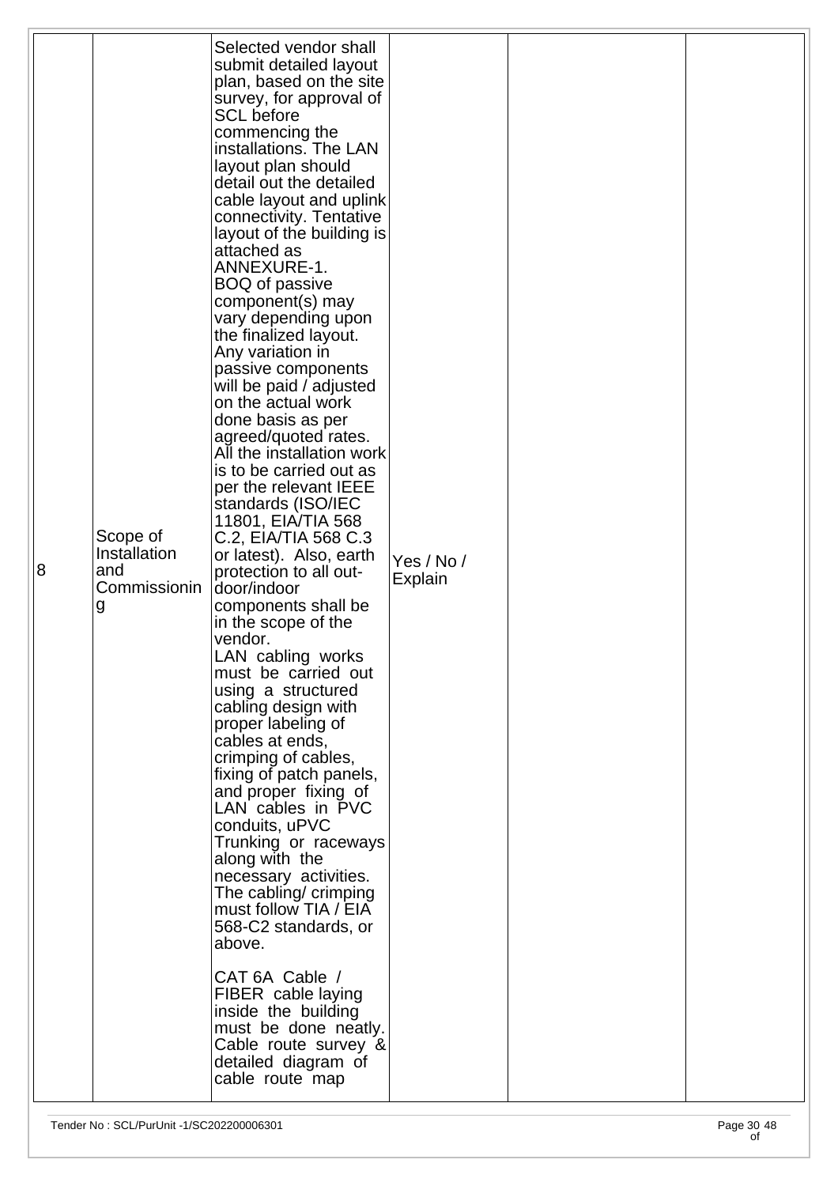| 8 | Scope of Installation and Commissioning | Selected vendor shall submit detailed layout plan, based on the site survey, for approval of SCL before commencing the installations. The LAN layout plan should detail out the detailed cable layout and uplink connectivity. Tentative layout of the building is attached as ANNEXURE-1.<br>BOQ of passive component(s) may vary depending upon the finalized layout. Any variation in passive components will be paid / adjusted on the actual work done basis as per agreed/quoted rates.<br>All the installation work is to be carried out as per the relevant IEEE standards (ISO/IEC 11801, EIA/TIA 568 C.2, EIA/TIA 568 C.3 or latest). Also, earth protection to all out-door/indoor components shall be in the scope of the vendor.<br>LAN cabling works must be carried out using a structured cabling design with proper labeling of cables at ends, crimping of cables, fixing of patch panels, and proper fixing of LAN cables in PVC conduits, uPVC Trunking or raceways along with the necessary activities. The cabling/ crimping must follow TIA / EIA 568-C2 standards, or above.<br><br>CAT 6A Cable / FIBER cable laying inside the building must be done neatly. Cable route survey & detailed diagram of cable route map | Yes / No / Explain | | |
|---|---|---|---|---|---|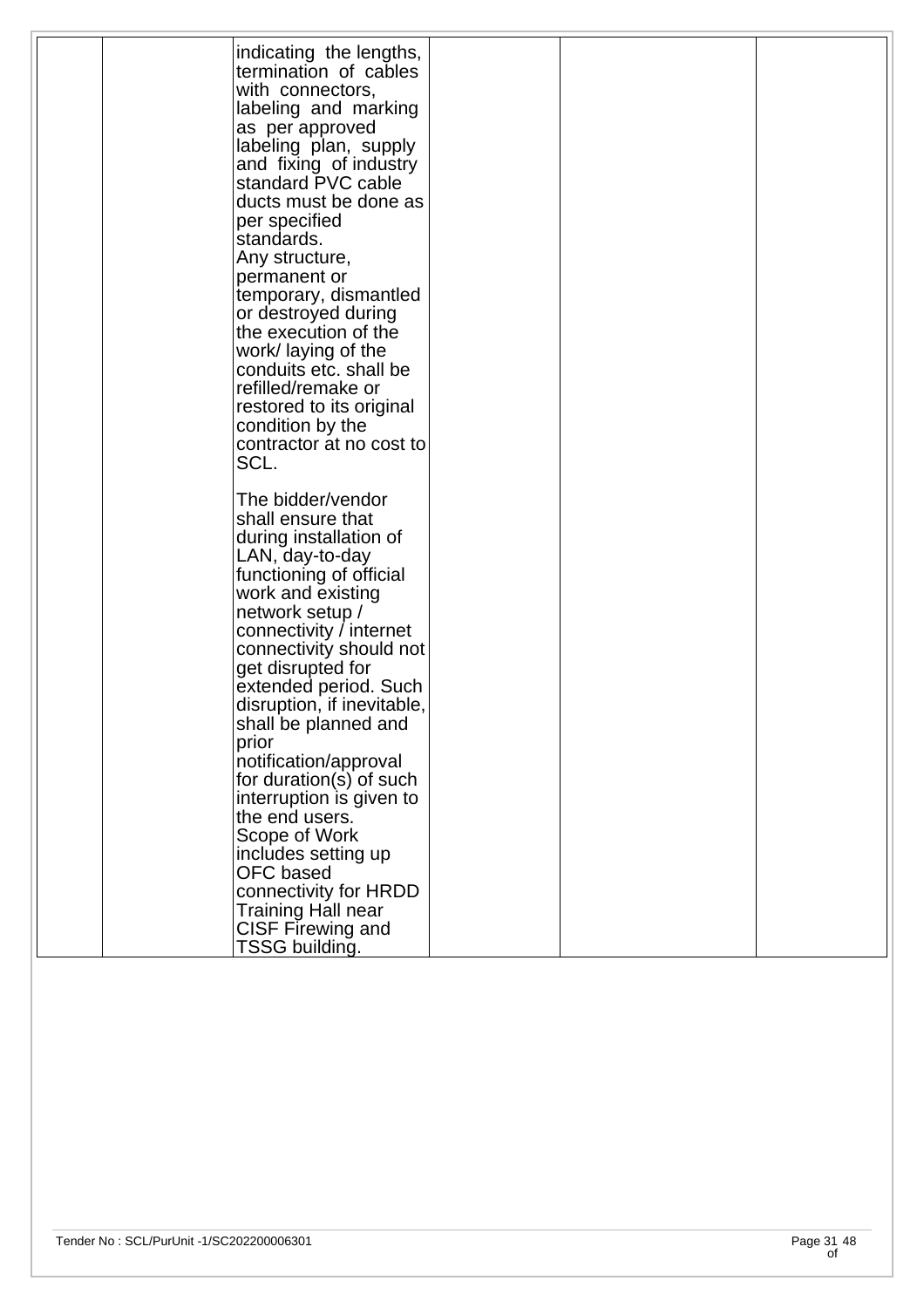|  |  |  |  |  |  |
|---|---|---|---|---|---|
|  |  | indicating the lengths, termination of cables with connectors, labeling and marking as per approved labeling plan, supply and fixing of industry standard PVC cable ducts must be done as per specified standards.<br>Any structure, permanent or temporary, dismantled or destroyed during the execution of the work/ laying of the conduits etc. shall be refilled/remake or restored to its original condition by the contractor at no cost to SCL.<br><br>The bidder/vendor shall ensure that during installation of LAN, day-to-day functioning of official work and existing network setup / connectivity / internet connectivity should not get disrupted for extended period. Such disruption, if inevitable, shall be planned and prior notification/approval for duration(s) of such interruption is given to the end users.<br>Scope of Work includes setting up OFC based connectivity for HRDD Training Hall near CISF Firewing and TSSG building. |  |  |  |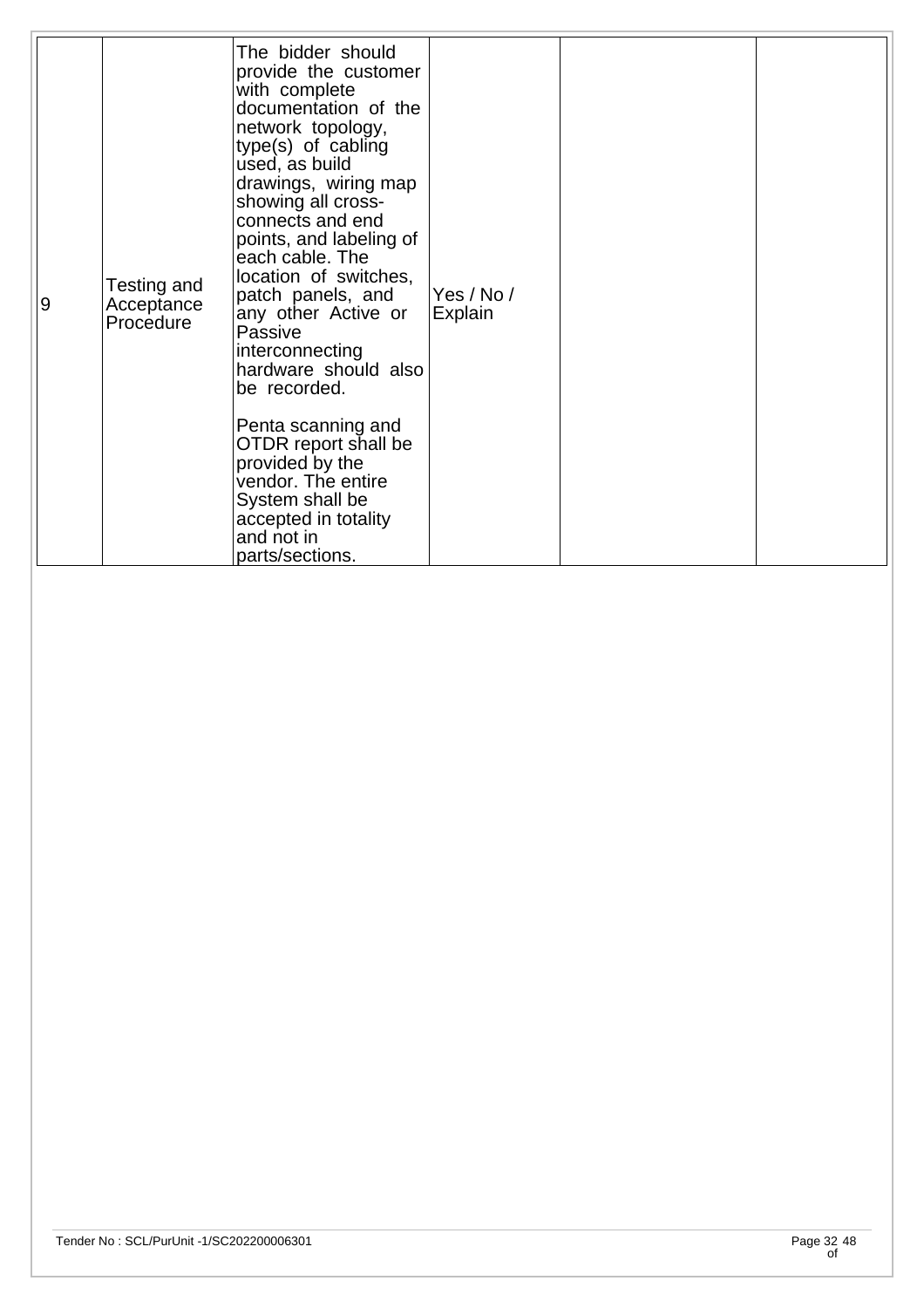| 9 | Testing and Acceptance Procedure | The bidder should provide the customer with complete documentation of the network topology, type(s) of cabling used, as build drawings, wiring map showing all cross-connects and end points, and labeling of each cable. The location of switches, patch panels, and any other Active or Passive interconnecting hardware should also be recorded.<br><br>Penta scanning and OTDR report shall be provided by the vendor. The entire System shall be accepted in totality and not in parts/sections. | Yes / No / Explain | | |
|---|---|---|---|---|---|

Tender No : SCL/PurUnit -1/SC202200006301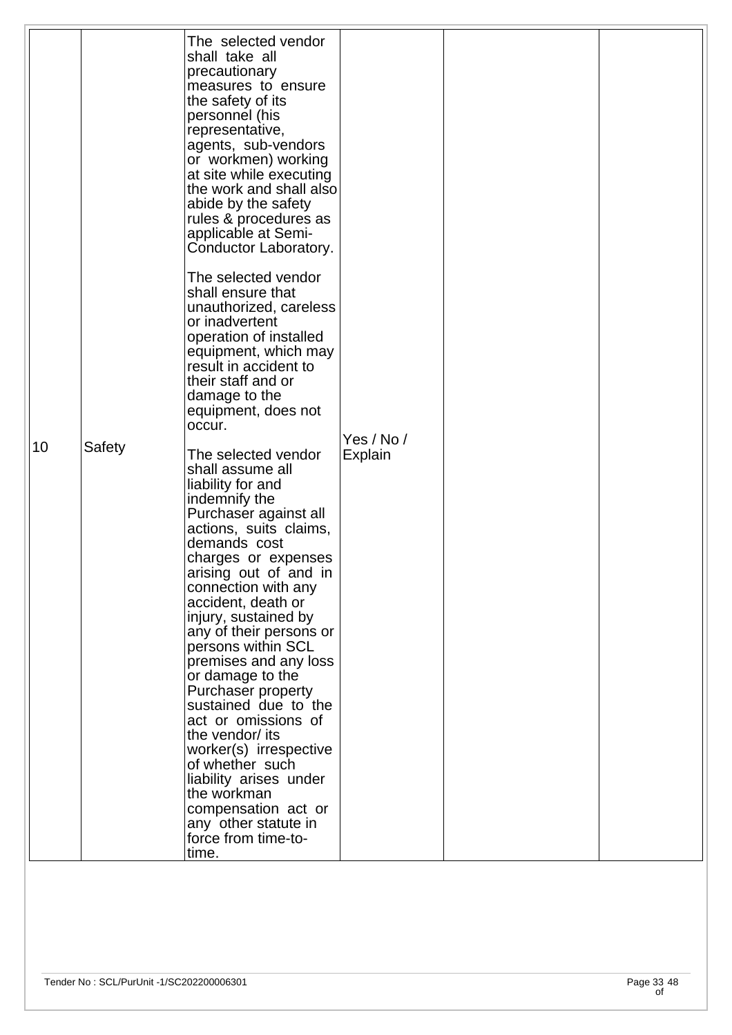| | | | | | |
|---|---|---|---|---|---|
| 10 | Safety | The selected vendor shall take all precautionary measures to ensure the safety of its personnel (his representative, agents, sub-vendors or workmen) working at site while executing the work and shall also abide by the safety rules & procedures as applicable at Semi-Conductor Laboratory.<br><br>The selected vendor shall ensure that unauthorized, careless or inadvertent operation of installed equipment, which may result in accident to their staff and or damage to the equipment, does not occur.<br><br>The selected vendor shall assume all liability for and indemnify the Purchaser against all actions, suits claims, demands cost charges or expenses arising out of and in connection with any accident, death or injury, sustained by any of their persons or persons within SCL premises and any loss or damage to the Purchaser property sustained due to the act or omissions of the vendor/ its worker(s) irrespective of whether such liability arises under the workman compensation act or any other statute in force from time-to-time. | Yes / No / Explain | | |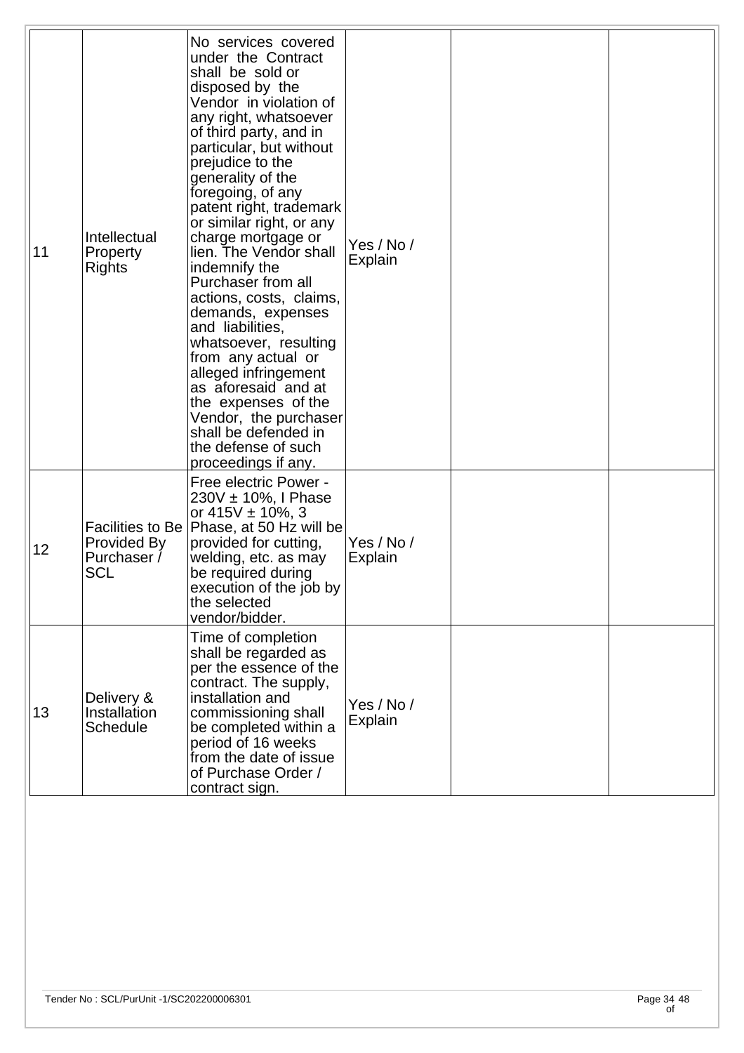| 11 | Intellectual Property Rights | No services covered under the Contract shall be sold or disposed by the Vendor in violation of any right, whatsoever of third party, and in particular, but without prejudice to the generality of the foregoing, of any patent right, trademark or similar right, or any charge mortgage or lien. The Vendor shall indemnify the Purchaser from all actions, costs, claims, demands, expenses and liabilities, whatsoever, resulting from any actual or alleged infringement as aforesaid and at the expenses of the Vendor, the purchaser shall be defended in the defense of such proceedings if any. | Yes / No / Explain | | |
|---|---|---|---|---|---|
| 12 | Facilities to Be Provided By Purchaser / SCL | Free electric Power - 230V ± 10%, I Phase or 415V ± 10%, 3 Phase, at 50 Hz will be provided for cutting, welding, etc. as may be required during execution of the job by the selected vendor/bidder. | Yes / No / Explain | | |
| 13 | Delivery & Installation Schedule | Time of completion shall be regarded as per the essence of the contract. The supply, installation and commissioning shall be completed within a period of 16 weeks from the date of issue of Purchase Order / contract sign. | Yes / No / Explain | | |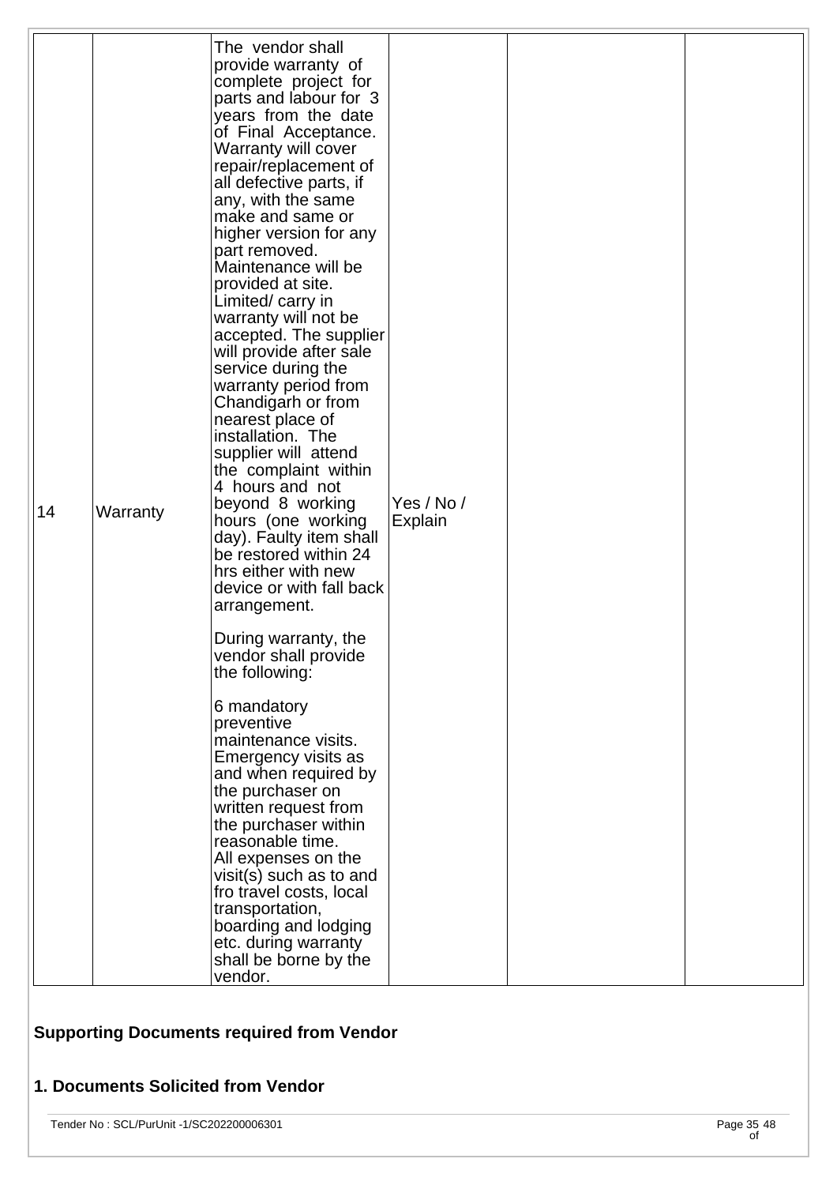| 14 | Warranty | The vendor shall provide warranty of complete project for parts and labour for 3 years from the date of Final Acceptance. Warranty will cover repair/replacement of all defective parts, if any, with the same make and same or higher version for any part removed. Maintenance will be provided at site. Limited/ carry in warranty will not be accepted. The supplier will provide after sale service during the warranty period from Chandigarh or from nearest place of installation. The supplier will attend the complaint within 4 hours and not beyond 8 working hours (one working day). Faulty item shall be restored within 24 hrs either with new device or with fall back arrangement.<br><br>During warranty, the vendor shall provide the following:<br><br>6 mandatory preventive maintenance visits. Emergency visits as and when required by the purchaser on written request from the purchaser within reasonable time. All expenses on the visit(s) such as to and fro travel costs, local transportation, boarding and lodging etc. during warranty shall be borne by the vendor. | Yes / No / Explain | | |
|---|---|---|---|---|---|

## Supporting Documents required from Vendor

## 1. Documents Solicited from Vendor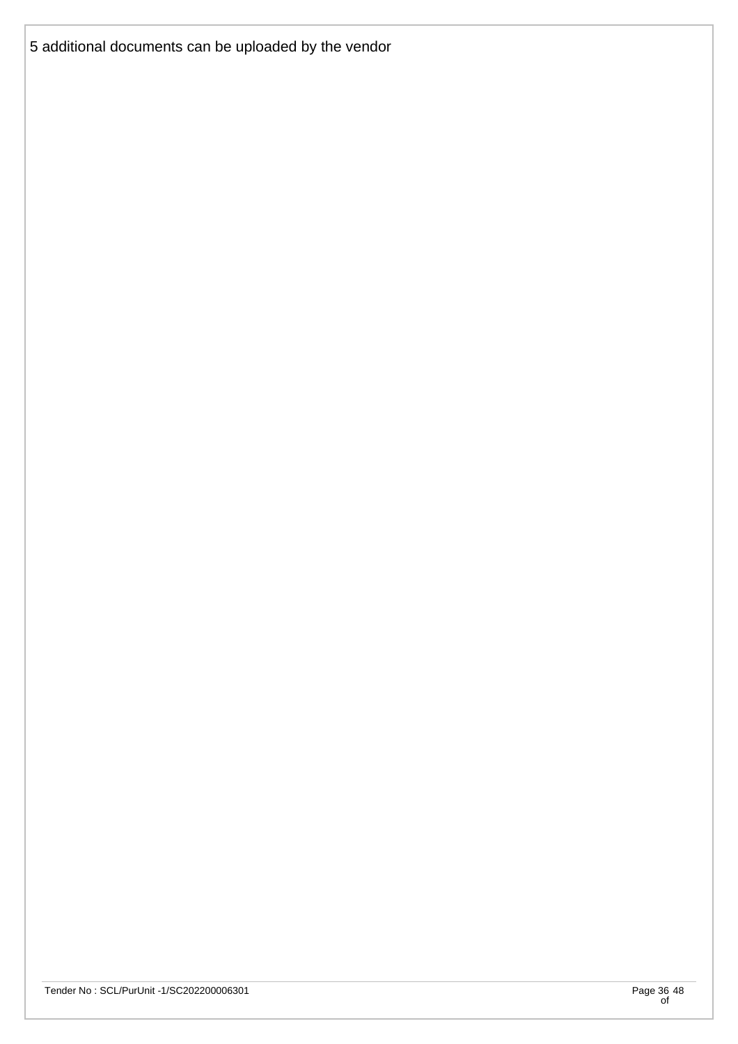5 additional documents can be uploaded by the vendor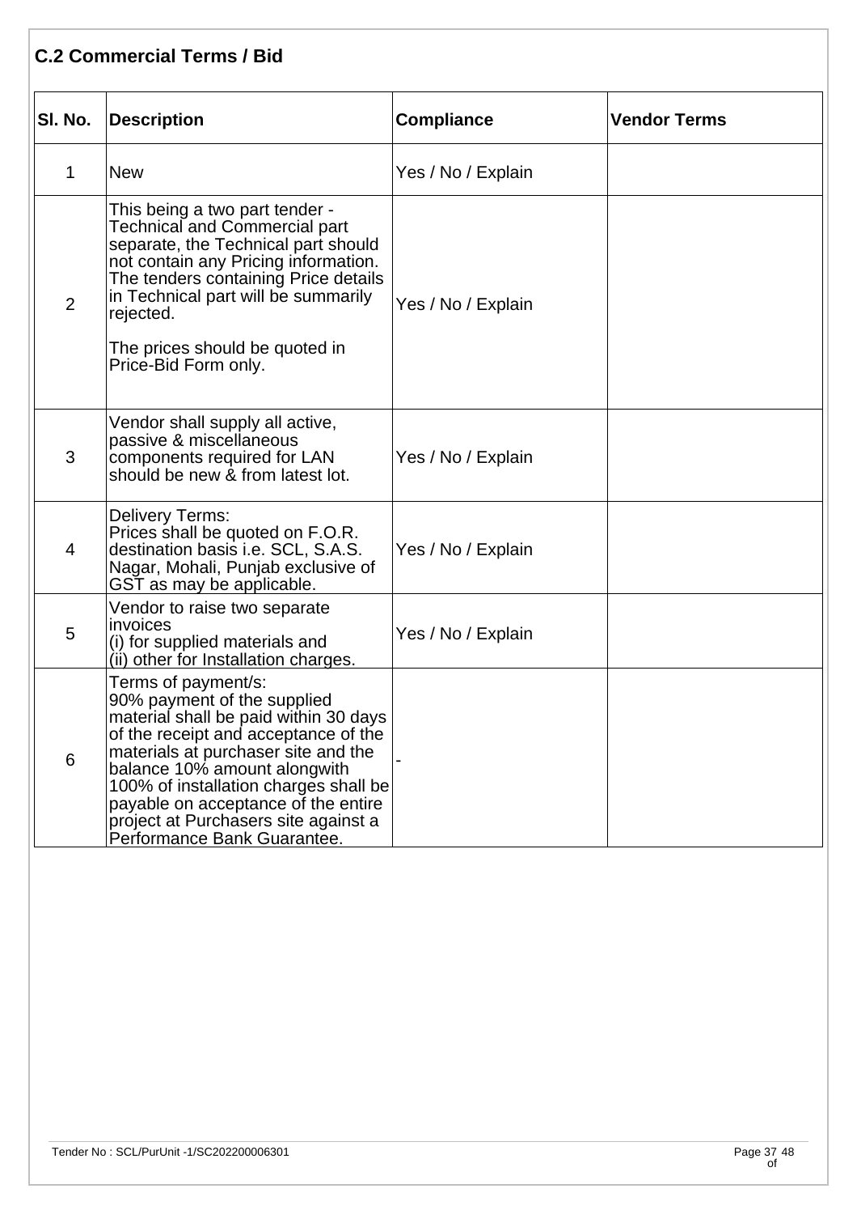## C.2 Commercial Terms / Bid

| Sl. No. | Description | Compliance | Vendor Terms |
|---|---|---|---|
| 1 | New | Yes / No / Explain | |
| 2 | This being a two part tender - Technical and Commercial part separate, the Technical part should not contain any Pricing information. The tenders containing Price details in Technical part will be summarily rejected.<br><br>The prices should be quoted in Price-Bid Form only. | Yes / No / Explain | |
| 3 | Vendor shall supply all active, passive & miscellaneous components required for LAN should be new & from latest lot. | Yes / No / Explain | |
| 4 | Delivery Terms:<br>Prices shall be quoted on F.O.R. destination basis i.e. SCL, S.A.S. Nagar, Mohali, Punjab exclusive of GST as may be applicable. | Yes / No / Explain | |
| 5 | Vendor to raise two separate invoices<br>(i) for supplied materials and<br>(ii) other for Installation charges. | Yes / No / Explain | |
| 6 | Terms of payment/s:<br>90% payment of the supplied material shall be paid within 30 days of the receipt and acceptance of the materials at purchaser site and the balance 10% amount alongwith 100% of installation charges shall be payable on acceptance of the entire project at Purchasers site against a Performance Bank Guarantee. | - | |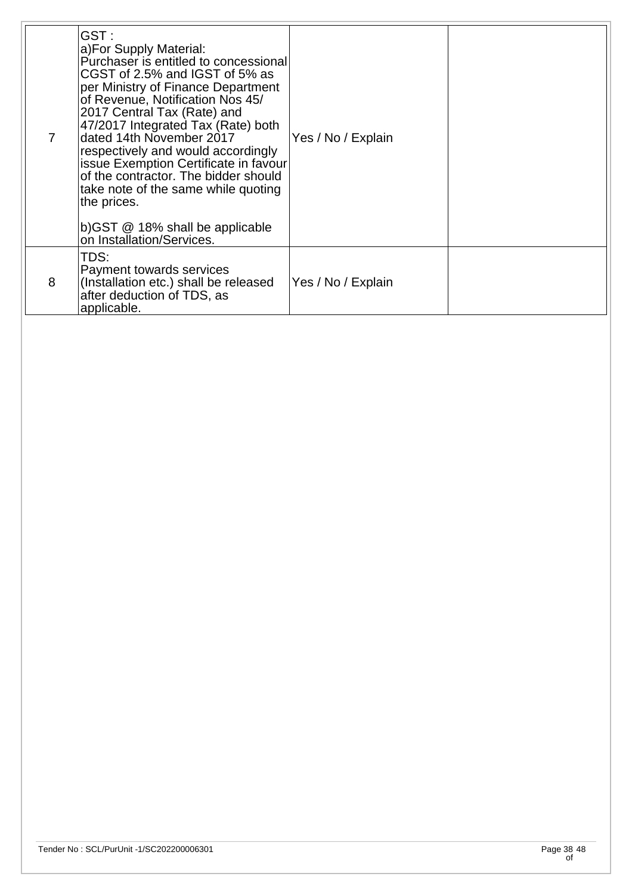| | | | |
|---|---|---|---|
| 7 | GST :<br>a)For Supply Material:<br>Purchaser is entitled to concessional CGST of 2.5% and IGST of 5% as per Ministry of Finance Department of Revenue, Notification Nos 45/ 2017 Central Tax (Rate) and 47/2017 Integrated Tax (Rate) both dated 14th November 2017 respectively and would accordingly issue Exemption Certificate in favour of the contractor. The bidder should take note of the same while quoting the prices.<br><br>b)GST @ 18% shall be applicable on Installation/Services. | Yes / No / Explain | |
| 8 | TDS:<br>Payment towards services (Installation etc.) shall be released after deduction of TDS, as applicable. | Yes / No / Explain | |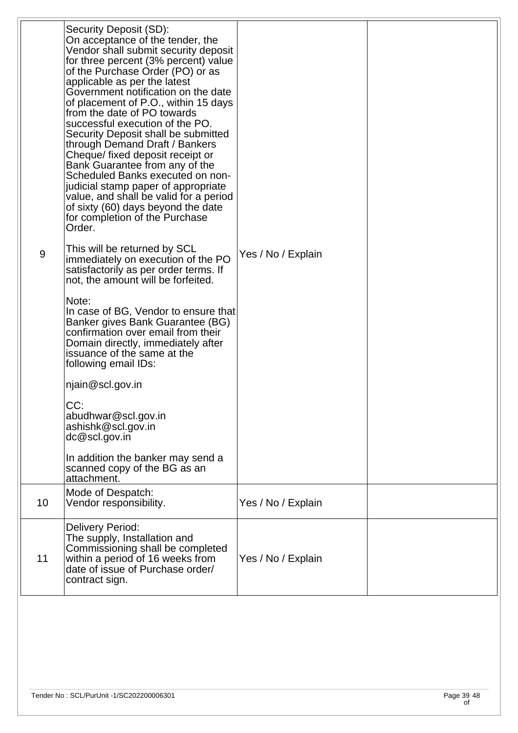| | | | |
|---|---|---|---|
| 9 | Security Deposit (SD):<br>On acceptance of the tender, the Vendor shall submit security deposit for three percent (3% percent) value of the Purchase Order (PO) or as applicable as per the latest Government notification on the date of placement of P.O., within 15 days from the date of PO towards successful execution of the PO. Security Deposit shall be submitted through Demand Draft / Bankers Cheque/ fixed deposit receipt or Bank Guarantee from any of the Scheduled Banks executed on non-judicial stamp paper of appropriate value, and shall be valid for a period of sixty (60) days beyond the date for completion of the Purchase Order.<br><br>This will be returned by SCL immediately on execution of the PO satisfactorily as per order terms. If not, the amount will be forfeited.<br><br>Note:<br>In case of BG, Vendor to ensure that Banker gives Bank Guarantee (BG) confirmation over email from their Domain directly, immediately after issuance of the same at the following email IDs:<br><br>njain@scl.gov.in<br><br>CC:<br>abudhwar@scl.gov.in<br>ashishk@scl.gov.in<br>dc@scl.gov.in<br><br>In addition the banker may send a scanned copy of the BG as an attachment. | Yes / No / Explain | |
| 10 | Mode of Despatch:<br>Vendor responsibility. | Yes / No / Explain | |
| 11 | Delivery Period:<br>The supply, Installation and Commissioning shall be completed within a period of 16 weeks from date of issue of Purchase order/ contract sign. | Yes / No / Explain | |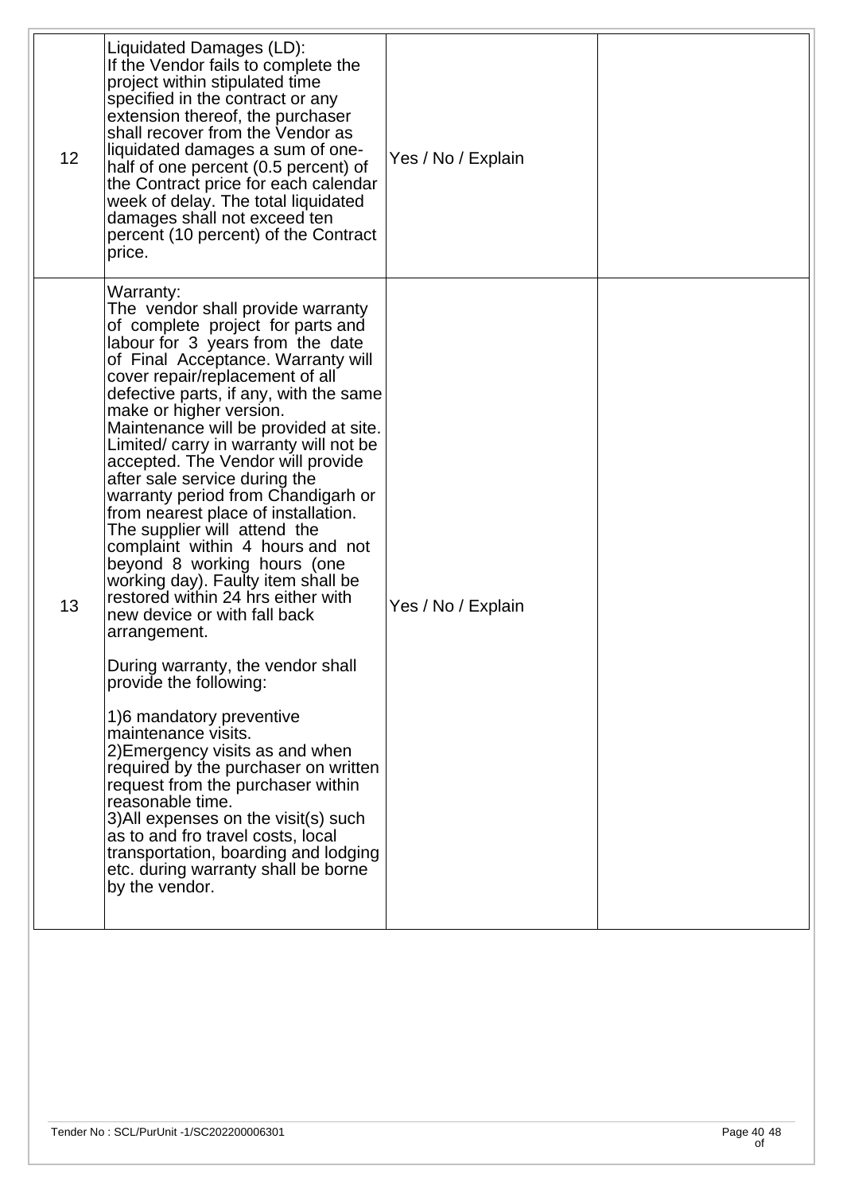| | | | |
|---|---|---|---|
| 12 | Liquidated Damages (LD):<br>If the Vendor fails to complete the project within stipulated time specified in the contract or any extension thereof, the purchaser shall recover from the Vendor as liquidated damages a sum of one-half of one percent (0.5 percent) of the Contract price for each calendar week of delay. The total liquidated damages shall not exceed ten percent (10 percent) of the Contract price. | Yes / No / Explain | |
| 13 | Warranty:<br>The vendor shall provide warranty of complete project for parts and labour for 3 years from the date of Final Acceptance. Warranty will cover repair/replacement of all defective parts, if any, with the same make or higher version. Maintenance will be provided at site. Limited/ carry in warranty will not be accepted. The Vendor will provide after sale service during the warranty period from Chandigarh or from nearest place of installation. The supplier will attend the complaint within 4 hours and not beyond 8 working hours (one working day). Faulty item shall be restored within 24 hrs either with new device or with fall back arrangement.<br><br>During warranty, the vendor shall provide the following:<br><br>1)6 mandatory preventive maintenance visits.<br>2)Emergency visits as and when required by the purchaser on written request from the purchaser within reasonable time.<br>3)All expenses on the visit(s) such as to and fro travel costs, local transportation, boarding and lodging etc. during warranty shall be borne by the vendor. | Yes / No / Explain | |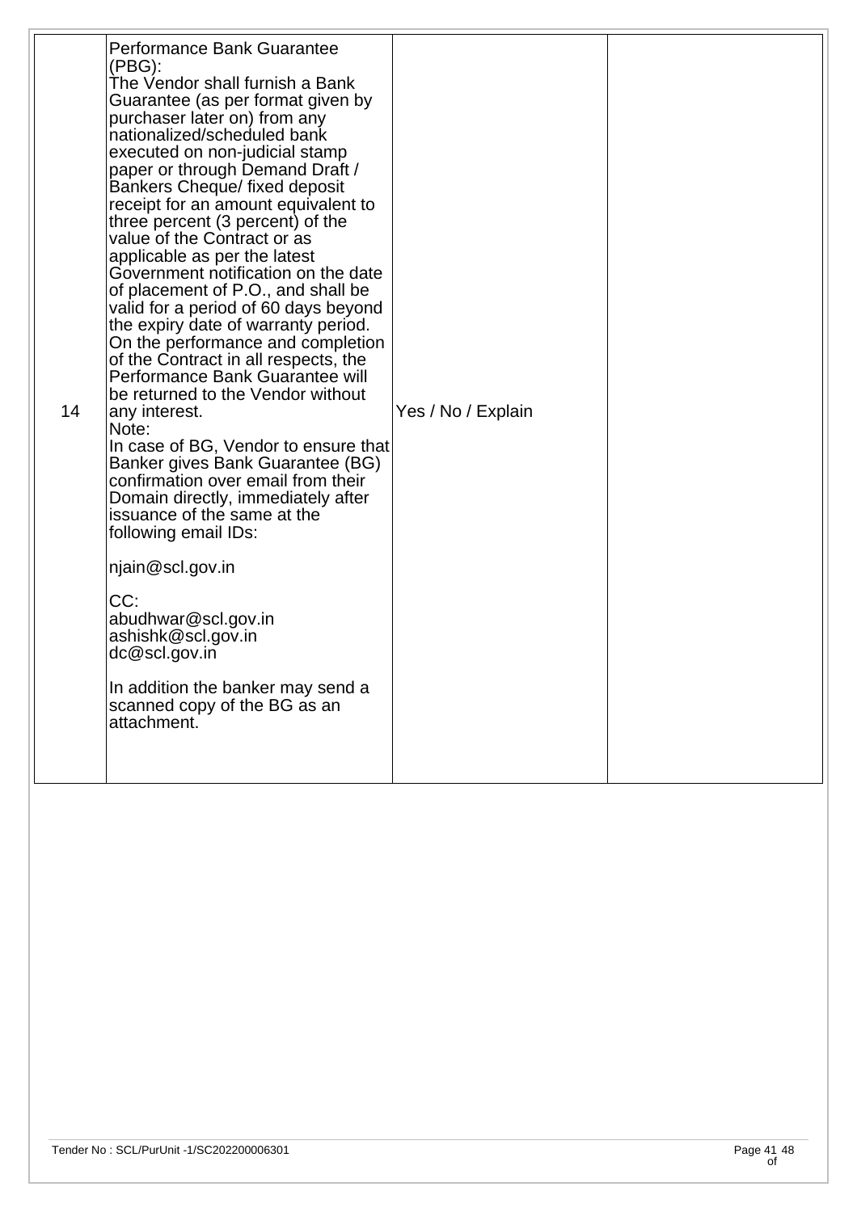| | | | |
|---|---|---|---|
| 14 | Performance Bank Guarantee (PBG):<br>The Vendor shall furnish a Bank Guarantee (as per format given by purchaser later on) from any nationalized/scheduled bank executed on non-judicial stamp paper or through Demand Draft / Bankers Cheque/ fixed deposit receipt for an amount equivalent to three percent (3 percent) of the value of the Contract or as applicable as per the latest Government notification on the date of placement of P.O., and shall be valid for a period of 60 days beyond the expiry date of warranty period. On the performance and completion of the Contract in all respects, the Performance Bank Guarantee will be returned to the Vendor without any interest.<br>Note:<br>In case of BG, Vendor to ensure that Banker gives Bank Guarantee (BG) confirmation over email from their Domain directly, immediately after issuance of the same at the following email IDs:<br><br>njain@scl.gov.in<br><br>CC:<br>abudhwar@scl.gov.in<br>ashishk@scl.gov.in<br>dc@scl.gov.in<br><br>In addition the banker may send a scanned copy of the BG as an attachment. | Yes / No / Explain | |

Tender No : SCL/PurUnit -1/SC202200006301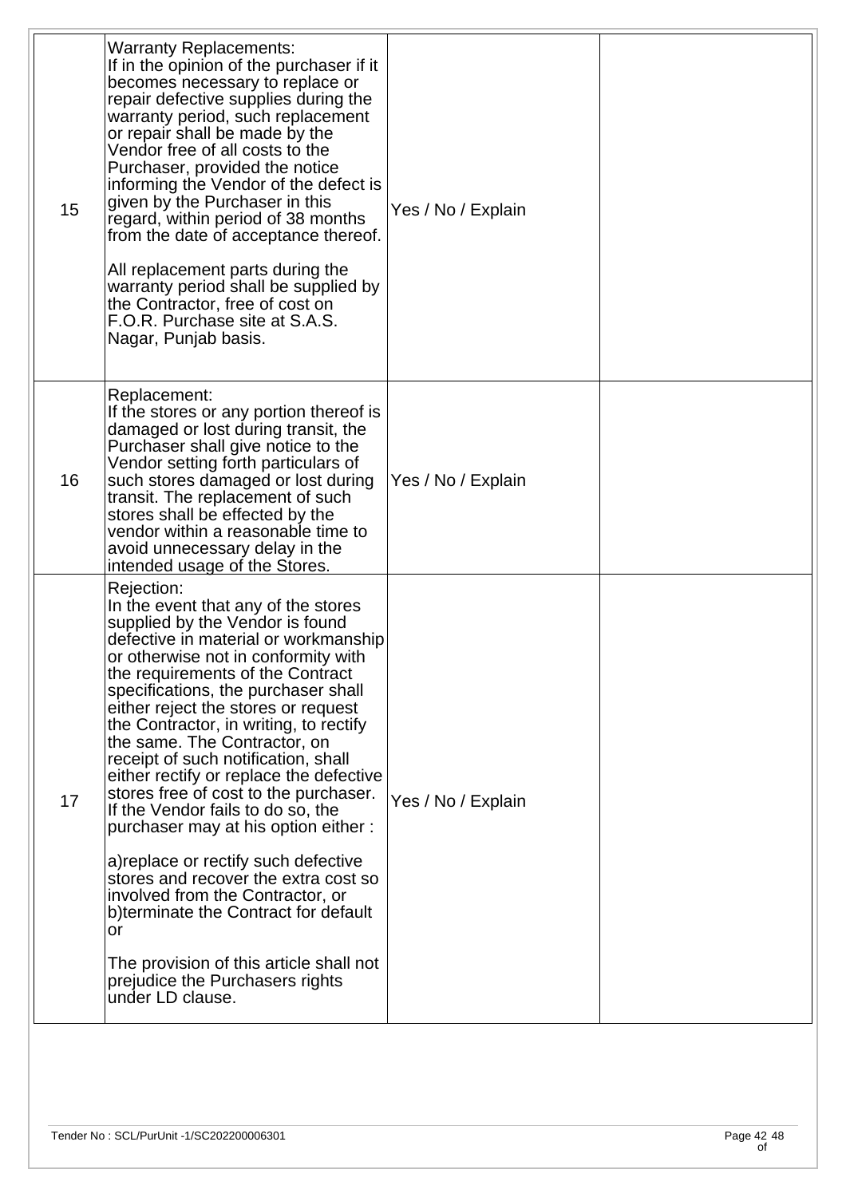| | | | |
|---|---|---|---|
| 15 | Warranty Replacements:<br>If in the opinion of the purchaser if it becomes necessary to replace or repair defective supplies during the warranty period, such replacement or repair shall be made by the Vendor free of all costs to the Purchaser, provided the notice informing the Vendor of the defect is given by the Purchaser in this regard, within period of 38 months from the date of acceptance thereof.<br><br>All replacement parts during the warranty period shall be supplied by the Contractor, free of cost on F.O.R. Purchase site at S.A.S. Nagar, Punjab basis. | Yes / No / Explain | |
| 16 | Replacement:<br>If the stores or any portion thereof is damaged or lost during transit, the Purchaser shall give notice to the Vendor setting forth particulars of such stores damaged or lost during transit. The replacement of such stores shall be effected by the vendor within a reasonable time to avoid unnecessary delay in the intended usage of the Stores. | Yes / No / Explain | |
| 17 | Rejection:<br>In the event that any of the stores supplied by the Vendor is found defective in material or workmanship or otherwise not in conformity with the requirements of the Contract specifications, the purchaser shall either reject the stores or request the Contractor, in writing, to rectify the same. The Contractor, on receipt of such notification, shall either rectify or replace the defective stores free of cost to the purchaser. If the Vendor fails to do so, the purchaser may at his option either :<br><br>a)replace or rectify such defective stores and recover the extra cost so involved from the Contractor, or<br>b)terminate the Contract for default or<br><br>The provision of this article shall not prejudice the Purchasers rights under LD clause. | Yes / No / Explain | |

Tender No : SCL/PurUnit -1/SC202200006301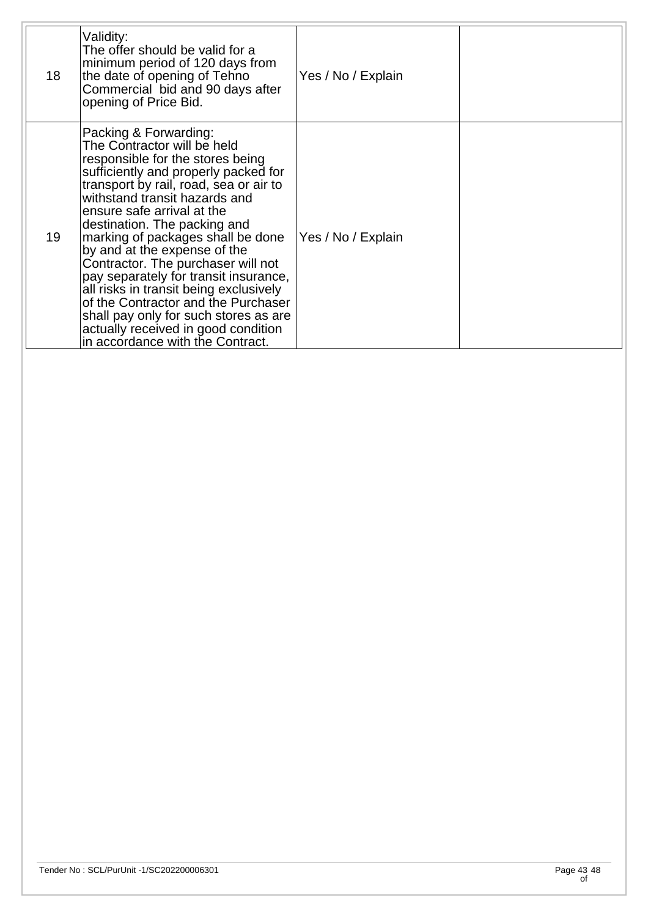| 18 | Validity:<br>The offer should be valid for a minimum period of 120 days from the date of opening of Tehno Commercial bid and 90 days after opening of Price Bid. | Yes / No / Explain | |
|---|---|---|---|
| 19 | Packing & Forwarding:<br>The Contractor will be held responsible for the stores being sufficiently and properly packed for transport by rail, road, sea or air to withstand transit hazards and ensure safe arrival at the destination. The packing and marking of packages shall be done by and at the expense of the Contractor. The purchaser will not pay separately for transit insurance, all risks in transit being exclusively of the Contractor and the Purchaser shall pay only for such stores as are actually received in good condition in accordance with the Contract. | Yes / No / Explain | |

Tender No : SCL/PurUnit -1/SC202200006301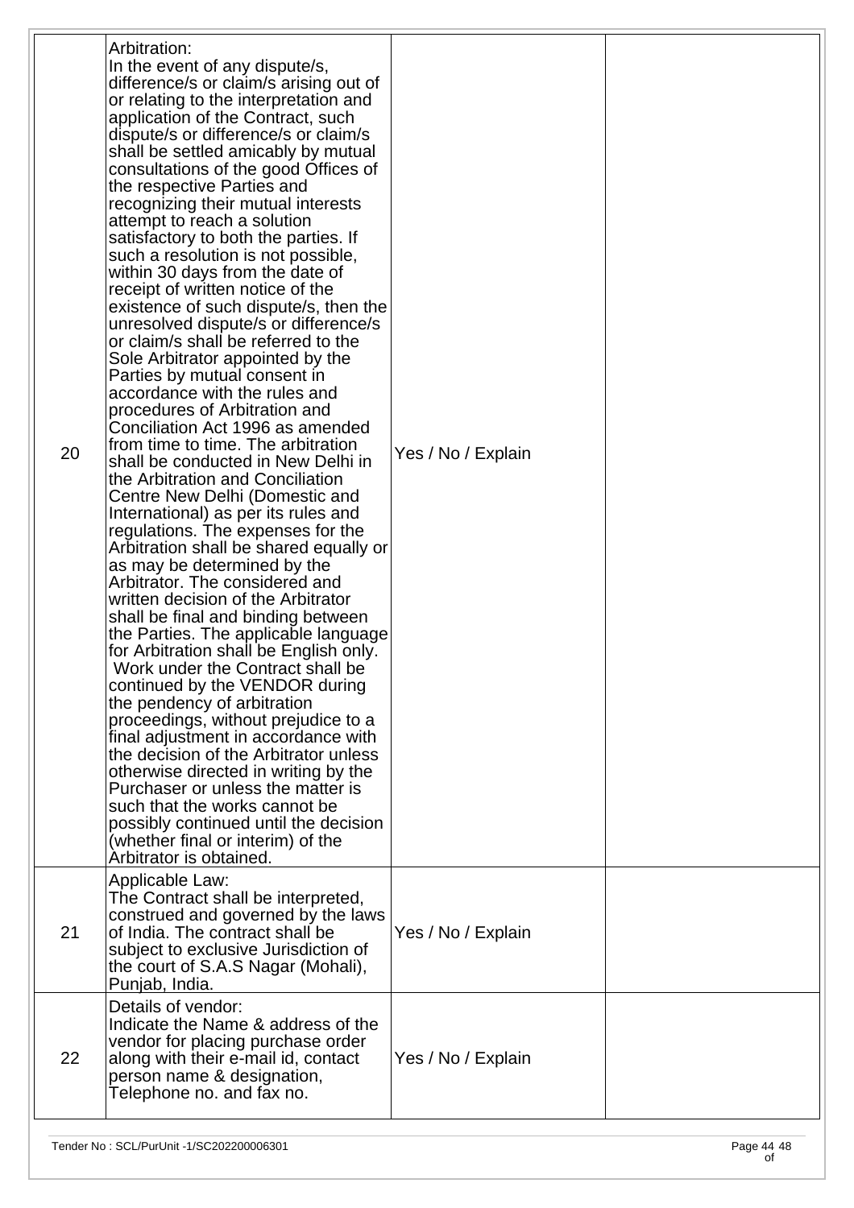| | | | |
|---|---|---|---|
| 20 | Arbitration:<br>In the event of any dispute/s, difference/s or claim/s arising out of or relating to the interpretation and application of the Contract, such dispute/s or difference/s or claim/s shall be settled amicably by mutual consultations of the good Offices of the respective Parties and recognizing their mutual interests attempt to reach a solution satisfactory to both the parties. If such a resolution is not possible, within 30 days from the date of receipt of written notice of the existence of such dispute/s, then the unresolved dispute/s or difference/s or claim/s shall be referred to the Sole Arbitrator appointed by the Parties by mutual consent in accordance with the rules and procedures of Arbitration and Conciliation Act 1996 as amended from time to time. The arbitration shall be conducted in New Delhi in the Arbitration and Conciliation Centre New Delhi (Domestic and International) as per its rules and regulations. The expenses for the Arbitration shall be shared equally or as may be determined by the Arbitrator. The considered and written decision of the Arbitrator shall be final and binding between the Parties. The applicable language for Arbitration shall be English only. Work under the Contract shall be continued by the VENDOR during the pendency of arbitration proceedings, without prejudice to a final adjustment in accordance with the decision of the Arbitrator unless otherwise directed in writing by the Purchaser or unless the matter is such that the works cannot be possibly continued until the decision (whether final or interim) of the Arbitrator is obtained. | Yes / No / Explain | |
| 21 | Applicable Law:<br>The Contract shall be interpreted, construed and governed by the laws of India. The contract shall be subject to exclusive Jurisdiction of the court of S.A.S Nagar (Mohali), Punjab, India. | Yes / No / Explain | |
| 22 | Details of vendor:<br>Indicate the Name & address of the vendor for placing purchase order along with their e-mail id, contact person name & designation, Telephone no. and fax no. | Yes / No / Explain | |

Tender No : SCL/PurUnit -1/SC202200006301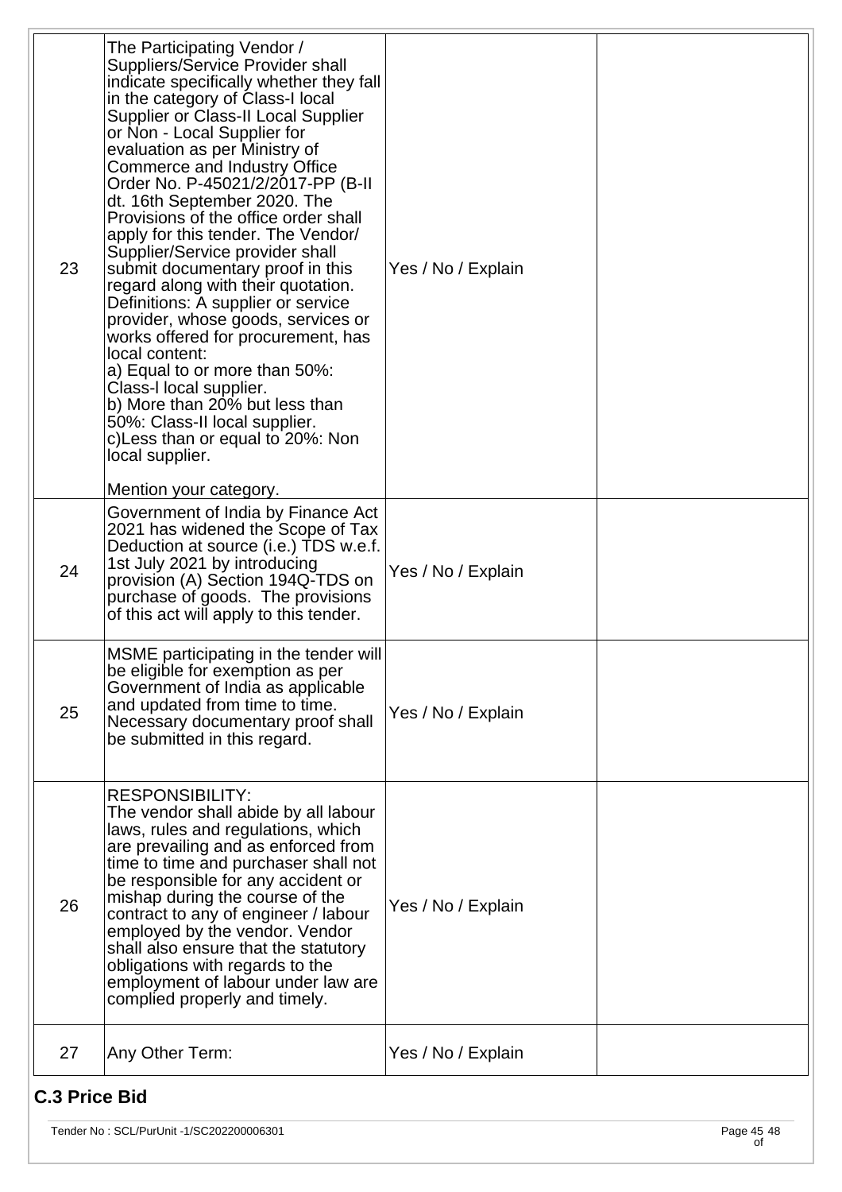| | | | |
|---|---|---|---|
| 23 | The Participating Vendor / Suppliers/Service Provider shall indicate specifically whether they fall in the category of Class-I local Supplier or Class-II Local Supplier or Non - Local Supplier for evaluation as per Ministry of Commerce and Industry Office Order No. P-45021/2/2017-PP (B-II dt. 16th September 2020. The Provisions of the office order shall apply for this tender. The Vendor/ Supplier/Service provider shall submit documentary proof in this regard along with their quotation. Definitions: A supplier or service provider, whose goods, services or works offered for procurement, has local content:<br>a) Equal to or more than 50%: Class-I local supplier.<br>b) More than 20% but less than 50%: Class-II local supplier.<br>c)Less than or equal to 20%: Non local supplier.<br><br>Mention your category. | Yes / No / Explain | |
| 24 | Government of India by Finance Act 2021 has widened the Scope of Tax Deduction at source (i.e.) TDS w.e.f. 1st July 2021 by introducing provision (A) Section 194Q-TDS on purchase of goods. The provisions of this act will apply to this tender. | Yes / No / Explain | |
| 25 | MSME participating in the tender will be eligible for exemption as per Government of India as applicable and updated from time to time. Necessary documentary proof shall be submitted in this regard. | Yes / No / Explain | |
| 26 | RESPONSIBILITY:<br>The vendor shall abide by all labour laws, rules and regulations, which are prevailing and as enforced from time to time and purchaser shall not be responsible for any accident or mishap during the course of the contract to any of engineer / labour employed by the vendor. Vendor shall also ensure that the statutory obligations with regards to the employment of labour under law are complied properly and timely. | Yes / No / Explain | |
| 27 | Any Other Term: | Yes / No / Explain | |

## C.3 Price Bid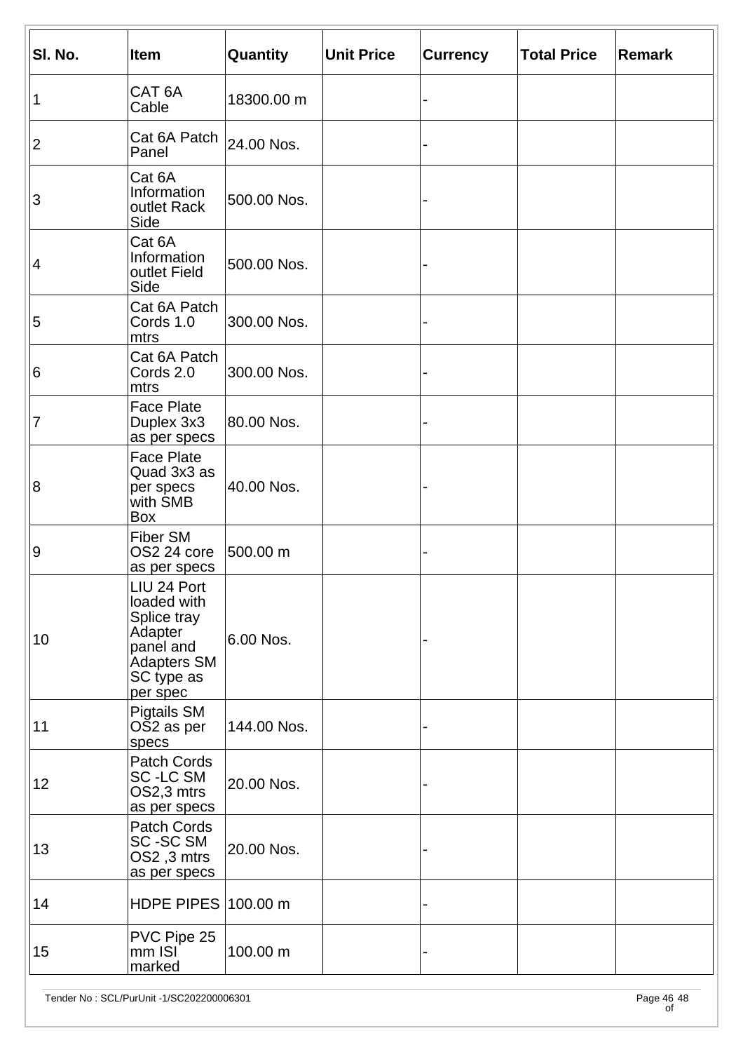| Sl. No. | Item | Quantity | Unit Price | Currency | Total Price | Remark |
|---|---|---|---|---|---|---|
| 1 | CAT 6A Cable | 18300.00 m | | - | | |
| 2 | Cat 6A Patch Panel | 24.00 Nos. | | - | | |
| 3 | Cat 6A Information outlet Rack Side | 500.00 Nos. | | - | | |
| 4 | Cat 6A Information outlet Field Side | 500.00 Nos. | | - | | |
| 5 | Cat 6A Patch Cords 1.0 mtrs | 300.00 Nos. | | - | | |
| 6 | Cat 6A Patch Cords 2.0 mtrs | 300.00 Nos. | | - | | |
| 7 | Face Plate Duplex 3x3 as per specs | 80.00 Nos. | | - | | |
| 8 | Face Plate Quad 3x3 as per specs with SMB Box | 40.00 Nos. | | - | | |
| 9 | Fiber SM OS2 24 core as per specs | 500.00 m | | - | | |
| 10 | LIU 24 Port loaded with Splice tray Adapter panel and Adapters SM SC type as per spec | 6.00 Nos. | | - | | |
| 11 | Pigtails SM OS2 as per specs | 144.00 Nos. | | - | | |
| 12 | Patch Cords SC -LC SM OS2,3 mtrs as per specs | 20.00 Nos. | | - | | |
| 13 | Patch Cords SC -SC SM OS2 ,3 mtrs as per specs | 20.00 Nos. | | - | | |
| 14 | HDPE PIPES | 100.00 m | | - | | |
| 15 | PVC Pipe 25 mm ISI marked | 100.00 m | | - | | |

Tender No : SCL/PurUnit -1/SC202200006301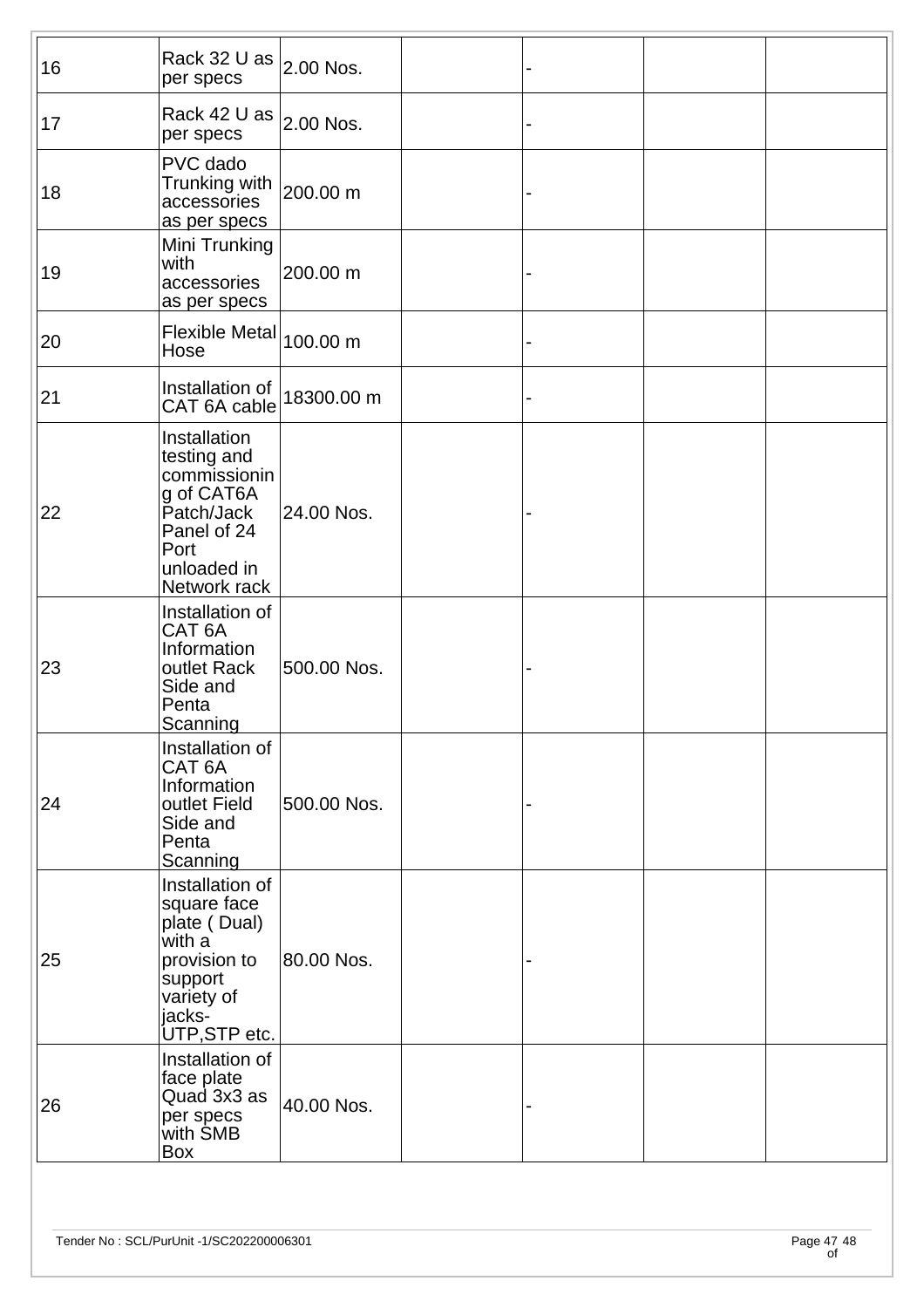| | | | | | | |
|---|---|---|---|---|---|---|
| 16 | Rack 32 U as per specs | 2.00 Nos. | | - | | |
| 17 | Rack 42 U as per specs | 2.00 Nos. | | - | | |
| 18 | PVC dado Trunking with accessories as per specs | 200.00 m | | - | | |
| 19 | Mini Trunking with accessories as per specs | 200.00 m | | - | | |
| 20 | Flexible Metal Hose | 100.00 m | | - | | |
| 21 | Installation of CAT 6A cable | 18300.00 m | | - | | |
| 22 | Installation testing and commissioning of CAT6A Patch/Jack Panel of 24 Port unloaded in Network rack | 24.00 Nos. | | - | | |
| 23 | Installation of CAT 6A Information outlet Rack Side and Penta Scanning | 500.00 Nos. | | - | | |
| 24 | Installation of CAT 6A Information outlet Field Side and Penta Scanning | 500.00 Nos. | | - | | |
| 25 | Installation of square face plate ( Dual) with a provision to support variety of jacks- UTP,STP etc. | 80.00 Nos. | | - | | |
| 26 | Installation of face plate Quad 3x3 as per specs with SMB Box | 40.00 Nos. | | - | | |

Tender No : SCL/PurUnit -1/SC202200006301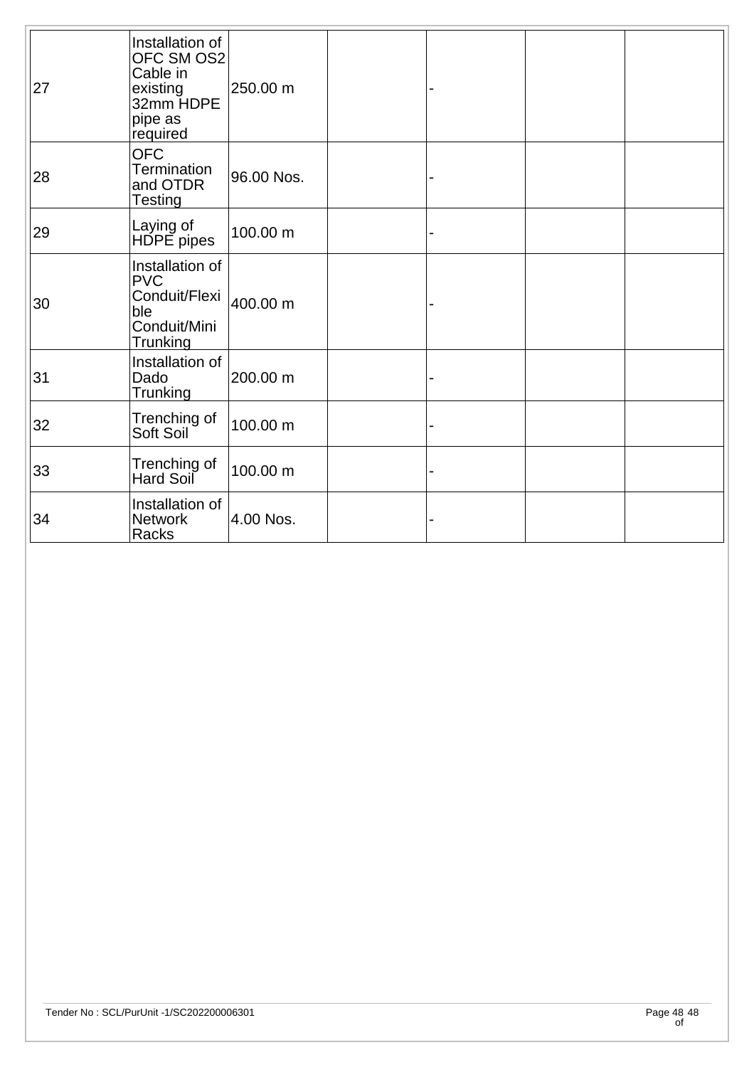| | | | | | | |
|---|---|---|---|---|---|---|
| 27 | Installation of OFC SM OS2 Cable in existing 32mm HDPE pipe as required | 250.00 m | | - | | |
| 28 | OFC Termination and OTDR Testing | 96.00 Nos. | | - | | |
| 29 | Laying of HDPE pipes | 100.00 m | | - | | |
| 30 | Installation of PVC Conduit/Flexible Conduit/Mini Trunking | 400.00 m | | - | | |
| 31 | Installation of Dado Trunking | 200.00 m | | - | | |
| 32 | Trenching of Soft Soil | 100.00 m | | - | | |
| 33 | Trenching of Hard Soil | 100.00 m | | - | | |
| 34 | Installation of Network Racks | 4.00 Nos. | | - | | |

Tender No : SCL/PurUnit -1/SC202200006301